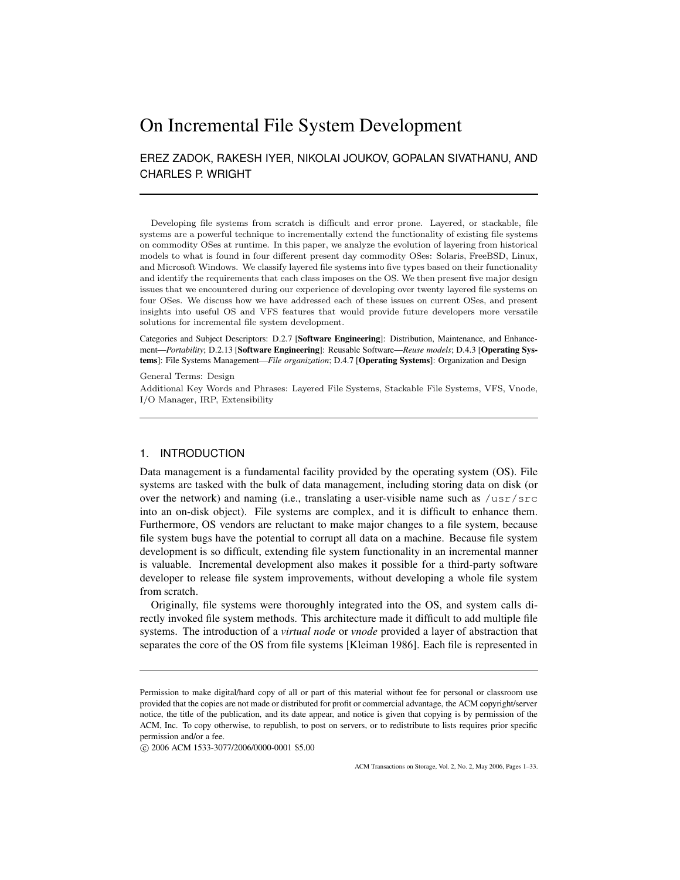# On Incremental File System Development

EREZ ZADOK, RAKESH IYER, NIKOLAI JOUKOV, GOPALAN SIVATHANU, AND CHARLES P. WRIGHT

---

Developing file systems from scratch is difficult and error prone. Layered, or stackable, file systems are a powerful technique to incrementally extend the functionality of existing file systems on commodity OSes at runtime. In this paper, we analyze the evolution of layering from historical models to what is found in four different present day commodity OSes: Solaris, FreeBSD, Linux, and Microsoft Windows. We classify layered file systems into five types based on their functionality and identify the requirements that each class imposes on the OS. We then present five major design issues that we encountered during our experience of developing over twenty layered file systems on four OSes. We discuss how we have addressed each of these issues on current OSes, and present insights into useful OS and VFS features that would provide future developers more versatile solutions for incremental file system development.

Categories and Subject Descriptors: D.2.7 [**Software Engineering**]: Distribution, Maintenance, and Enhancement—*Portability*; D.2.13 [**Software Engineering**]: Reusable Software—*Reuse models*; D.4.3 [**Operating Systems**]: File Systems Management—*File organization*; D.4.7 [**Operating Systems**]: Organization and Design

General Terms: Design

Additional Key Words and Phrases: Layered File Systems, Stackable File Systems, VFS, Vnode, I/O Manager, IRP, Extensibility

---

## 1. INTRODUCTION

Data management is a fundamental facility provided by the operating system (OS). File systems are tasked with the bulk of data management, including storing data on disk (or over the network) and naming (i.e., translating a user-visible name such as `/usr/src` into an on-disk object). File systems are complex, and it is difficult to enhance them. Furthermore, OS vendors are reluctant to make major changes to a file system, because file system bugs have the potential to corrupt all data on a machine. Because file system development is so difficult, extending file system functionality in an incremental manner is valuable. Incremental development also makes it possible for a third-party software developer to release file system improvements, without developing a whole file system from scratch.

Originally, file systems were thoroughly integrated into the OS, and system calls directly invoked file system methods. This architecture made it difficult to add multiple file systems. The introduction of a *virtual node* or *vnode* provided a layer of abstraction that separates the core of the OS from file systems [Kleiman 1986]. Each file is represented in

---

Permission to make digital/hard copy of all or part of this material without fee for personal or classroom use provided that the copies are not made or distributed for profit or commercial advantage, the ACM copyright/server notice, the title of the publication, and its date appear, and notice is given that copying is by permission of the ACM, Inc. To copy otherwise, to republish, to post on servers, or to redistribute to lists requires prior specific permission and/or a fee.

© 2006 ACM 1533-3077/2006/0000-0001 $5.00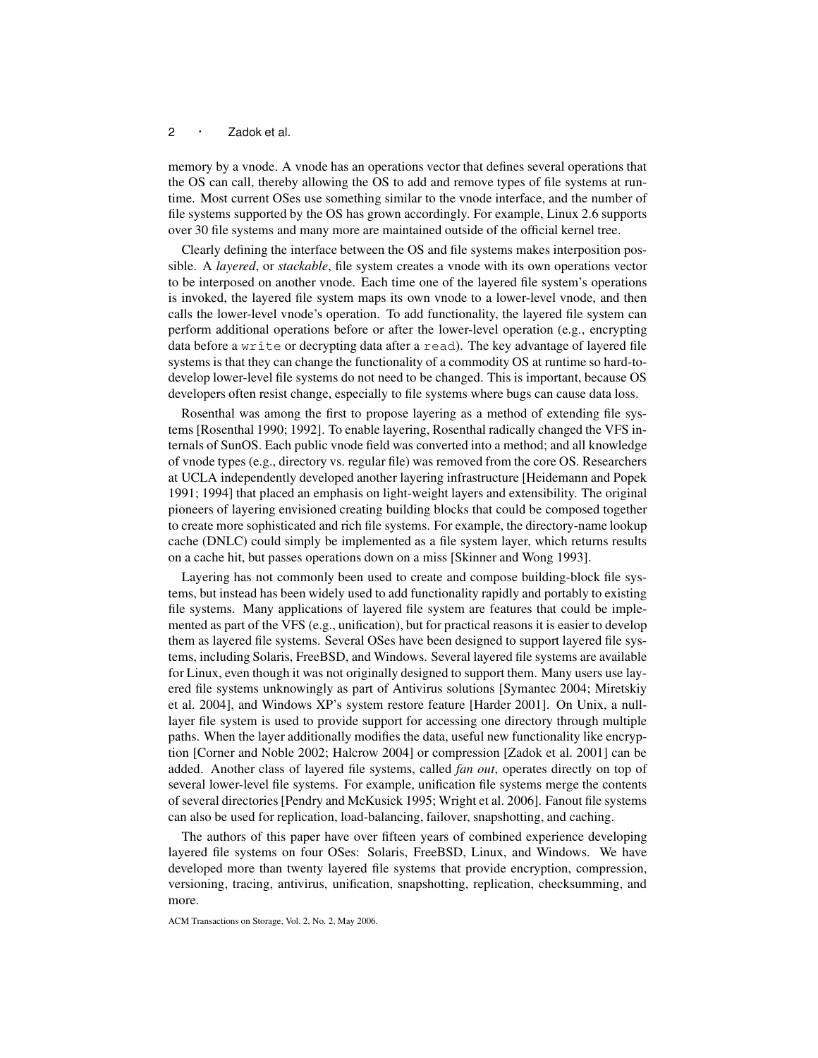memory by a vnode. A vnode has an operations vector that defines several operations that the OS can call, thereby allowing the OS to add and remove types of file systems at runtime. Most current OSes use something similar to the vnode interface, and the number of file systems supported by the OS has grown accordingly. For example, Linux 2.6 supports over 30 file systems and many more are maintained outside of the official kernel tree.

Clearly defining the interface between the OS and file systems makes interposition possible. A *layered*, or *stackable*, file system creates a vnode with its own operations vector to be interposed on another vnode. Each time one of the layered file system's operations is invoked, the layered file system maps its own vnode to a lower-level vnode, and then calls the lower-level vnode's operation. To add functionality, the layered file system can perform additional operations before or after the lower-level operation (e.g., encrypting data before a `write` or decrypting data after a `read`). The key advantage of layered file systems is that they can change the functionality of a commodity OS at runtime so hard-to-develop lower-level file systems do not need to be changed. This is important, because OS developers often resist change, especially to file systems where bugs can cause data loss.

Rosenthal was among the first to propose layering as a method of extending file systems [Rosenthal 1990; 1992]. To enable layering, Rosenthal radically changed the VFS internals of SunOS. Each public vnode field was converted into a method; and all knowledge of vnode types (e.g., directory vs. regular file) was removed from the core OS. Researchers at UCLA independently developed another layering infrastructure [Heidemann and Popek 1991; 1994] that placed an emphasis on light-weight layers and extensibility. The original pioneers of layering envisioned creating building blocks that could be composed together to create more sophisticated and rich file systems. For example, the directory-name lookup cache (DNLC) could simply be implemented as a file system layer, which returns results on a cache hit, but passes operations down on a miss [Skinner and Wong 1993].

Layering has not commonly been used to create and compose building-block file systems, but instead has been widely used to add functionality rapidly and portably to existing file systems. Many applications of layered file system are features that could be implemented as part of the VFS (e.g., unification), but for practical reasons it is easier to develop them as layered file systems. Several OSes have been designed to support layered file systems, including Solaris, FreeBSD, and Windows. Several layered file systems are available for Linux, even though it was not originally designed to support them. Many users use layered file systems unknowingly as part of Antivirus solutions [Symantec 2004; Miretskiy et al. 2004], and Windows XP's system restore feature [Harder 2001]. On Unix, a null-layer file system is used to provide support for accessing one directory through multiple paths. When the layer additionally modifies the data, useful new functionality like encryption [Corner and Noble 2002; Halcrow 2004] or compression [Zadok et al. 2001] can be added. Another class of layered file systems, called *fan out*, operates directly on top of several lower-level file systems. For example, unification file systems merge the contents of several directories [Pendry and McKusick 1995; Wright et al. 2006]. Fanout file systems can also be used for replication, load-balancing, failover, snapshotting, and caching.

The authors of this paper have over fifteen years of combined experience developing layered file systems on four OSes: Solaris, FreeBSD, Linux, and Windows. We have developed more than twenty layered file systems that provide encryption, compression, versioning, tracing, antivirus, unification, snapshotting, replication, checksumming, and more.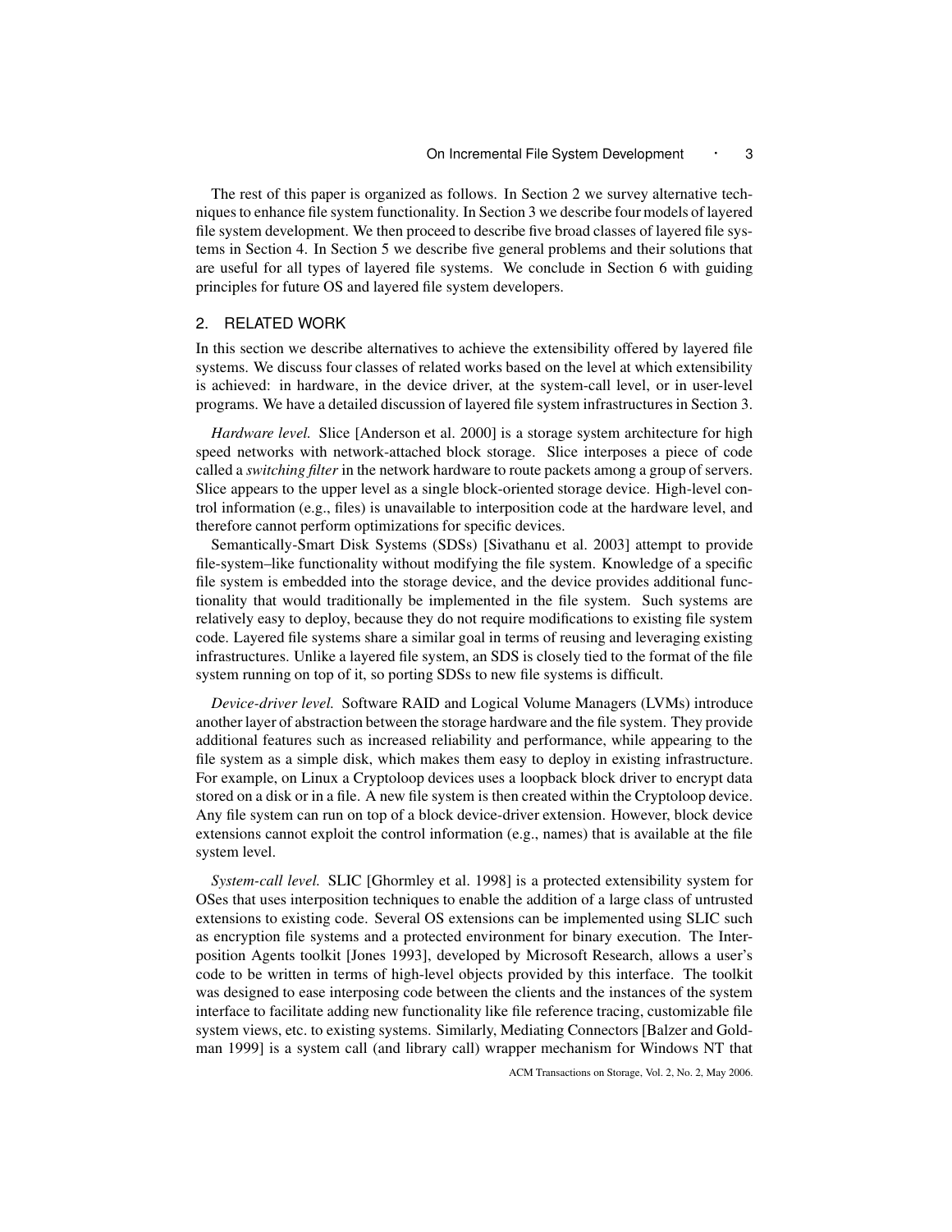The rest of this paper is organized as follows. In Section 2 we survey alternative techniques to enhance file system functionality. In Section 3 we describe four models of layered file system development. We then proceed to describe five broad classes of layered file systems in Section 4. In Section 5 we describe five general problems and their solutions that are useful for all types of layered file systems. We conclude in Section 6 with guiding principles for future OS and layered file system developers.

## 2. RELATED WORK

In this section we describe alternatives to achieve the extensibility offered by layered file systems. We discuss four classes of related works based on the level at which extensibility is achieved: in hardware, in the device driver, at the system-call level, or in user-level programs. We have a detailed discussion of layered file system infrastructures in Section 3.

*Hardware level.* Slice [Anderson et al. 2000] is a storage system architecture for high speed networks with network-attached block storage. Slice interposes a piece of code called a *switching filter* in the network hardware to route packets among a group of servers. Slice appears to the upper level as a single block-oriented storage device. High-level control information (e.g., files) is unavailable to interposition code at the hardware level, and therefore cannot perform optimizations for specific devices.

Semantically-Smart Disk Systems (SDSs) [Sivathanu et al. 2003] attempt to provide file-system–like functionality without modifying the file system. Knowledge of a specific file system is embedded into the storage device, and the device provides additional functionality that would traditionally be implemented in the file system. Such systems are relatively easy to deploy, because they do not require modifications to existing file system code. Layered file systems share a similar goal in terms of reusing and leveraging existing infrastructures. Unlike a layered file system, an SDS is closely tied to the format of the file system running on top of it, so porting SDSs to new file systems is difficult.

*Device-driver level.* Software RAID and Logical Volume Managers (LVMs) introduce another layer of abstraction between the storage hardware and the file system. They provide additional features such as increased reliability and performance, while appearing to the file system as a simple disk, which makes them easy to deploy in existing infrastructure. For example, on Linux a Cryptoloop devices uses a loopback block driver to encrypt data stored on a disk or in a file. A new file system is then created within the Cryptoloop device. Any file system can run on top of a block device-driver extension. However, block device extensions cannot exploit the control information (e.g., names) that is available at the file system level.

*System-call level.* SLIC [Ghormley et al. 1998] is a protected extensibility system for OSes that uses interposition techniques to enable the addition of a large class of untrusted extensions to existing code. Several OS extensions can be implemented using SLIC such as encryption file systems and a protected environment for binary execution. The Interposition Agents toolkit [Jones 1993], developed by Microsoft Research, allows a user's code to be written in terms of high-level objects provided by this interface. The toolkit was designed to ease interposing code between the clients and the instances of the system interface to facilitate adding new functionality like file reference tracing, customizable file system views, etc. to existing systems. Similarly, Mediating Connectors [Balzer and Goldman 1999] is a system call (and library call) wrapper mechanism for Windows NT that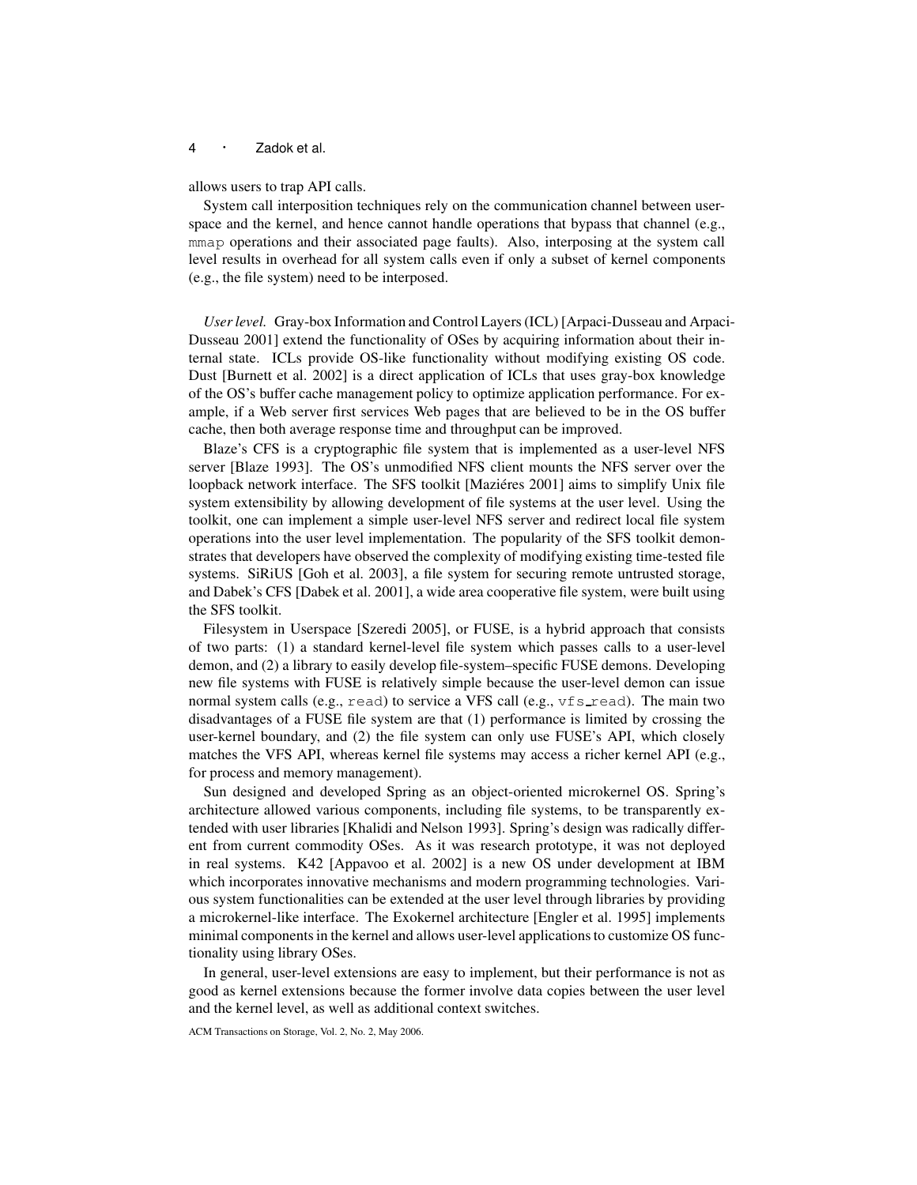allows users to trap API calls.

System call interposition techniques rely on the communication channel between user-space and the kernel, and hence cannot handle operations that bypass that channel (e.g., `mmap` operations and their associated page faults). Also, interposing at the system call level results in overhead for all system calls even if only a subset of kernel components (e.g., the file system) need to be interposed.

*User level.* Gray-box Information and Control Layers (ICL) [Arpaci-Dusseau and Arpaci-Dusseau 2001] extend the functionality of OSes by acquiring information about their internal state. ICLs provide OS-like functionality without modifying existing OS code. Dust [Burnett et al. 2002] is a direct application of ICLs that uses gray-box knowledge of the OS's buffer cache management policy to optimize application performance. For example, if a Web server first services Web pages that are believed to be in the OS buffer cache, then both average response time and throughput can be improved.

Blaze's CFS is a cryptographic file system that is implemented as a user-level NFS server [Blaze 1993]. The OS's unmodified NFS client mounts the NFS server over the loopback network interface. The SFS toolkit [Maziéres 2001] aims to simplify Unix file system extensibility by allowing development of file systems at the user level. Using the toolkit, one can implement a simple user-level NFS server and redirect local file system operations into the user level implementation. The popularity of the SFS toolkit demonstrates that developers have observed the complexity of modifying existing time-tested file systems. SiRiUS [Goh et al. 2003], a file system for securing remote untrusted storage, and Dabek's CFS [Dabek et al. 2001], a wide area cooperative file system, were built using the SFS toolkit.

Filesystem in Userspace [Szeredi 2005], or FUSE, is a hybrid approach that consists of two parts: (1) a standard kernel-level file system which passes calls to a user-level demon, and (2) a library to easily develop file-system–specific FUSE demons. Developing new file systems with FUSE is relatively simple because the user-level demon can issue normal system calls (e.g., `read`) to service a VFS call (e.g., `vfs_read`). The main two disadvantages of a FUSE file system are that (1) performance is limited by crossing the user-kernel boundary, and (2) the file system can only use FUSE's API, which closely matches the VFS API, whereas kernel file systems may access a richer kernel API (e.g., for process and memory management).

Sun designed and developed Spring as an object-oriented microkernel OS. Spring's architecture allowed various components, including file systems, to be transparently extended with user libraries [Khalidi and Nelson 1993]. Spring's design was radically different from current commodity OSes. As it was research prototype, it was not deployed in real systems. K42 [Appavoo et al. 2002] is a new OS under development at IBM which incorporates innovative mechanisms and modern programming technologies. Various system functionalities can be extended at the user level through libraries by providing a microkernel-like interface. The Exokernel architecture [Engler et al. 1995] implements minimal components in the kernel and allows user-level applications to customize OS functionality using library OSes.

In general, user-level extensions are easy to implement, but their performance is not as good as kernel extensions because the former involve data copies between the user level and the kernel level, as well as additional context switches.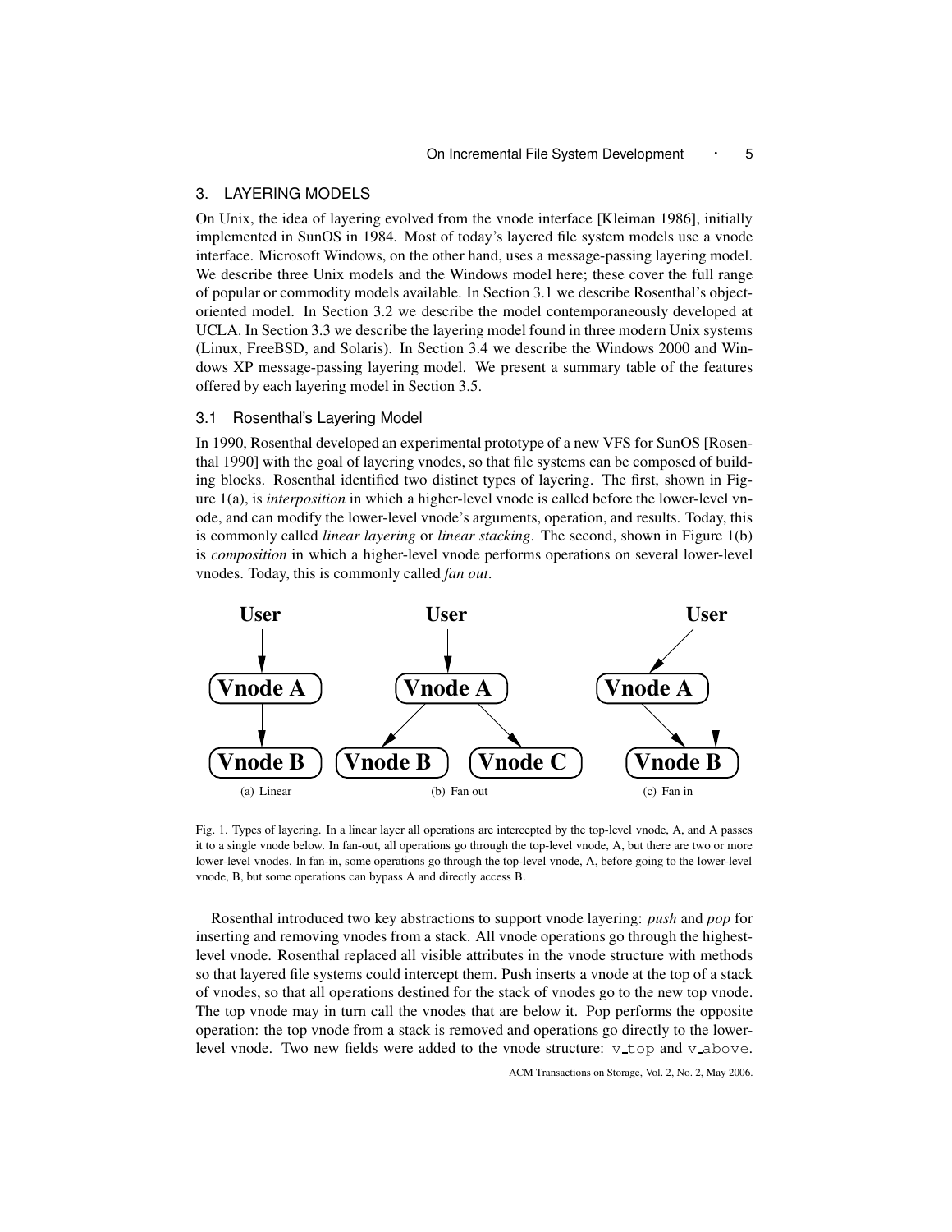## 3. LAYERING MODELS

On Unix, the idea of layering evolved from the vnode interface [Kleiman 1986], initially implemented in SunOS in 1984. Most of today's layered file system models use a vnode interface. Microsoft Windows, on the other hand, uses a message-passing layering model. We describe three Unix models and the Windows model here; these cover the full range of popular or commodity models available. In Section 3.1 we describe Rosenthal's object-oriented model. In Section 3.2 we describe the model contemporaneously developed at UCLA. In Section 3.3 we describe the layering model found in three modern Unix systems (Linux, FreeBSD, and Solaris). In Section 3.4 we describe the Windows 2000 and Windows XP message-passing layering model. We present a summary table of the features offered by each layering model in Section 3.5.

### 3.1 Rosenthal's Layering Model

In 1990, Rosenthal developed an experimental prototype of a new VFS for SunOS [Rosenthal 1990] with the goal of layering vnodes, so that file systems can be composed of building blocks. Rosenthal identified two distinct types of layering. The first, shown in Figure 1(a), is *interposition* in which a higher-level vnode is called before the lower-level vnode, and can modify the lower-level vnode's arguments, operation, and results. Today, this is commonly called *linear layering* or *linear stacking*. The second, shown in Figure 1(b) is *composition* in which a higher-level vnode performs operations on several lower-level vnodes. Today, this is commonly called *fan out*.

Fig. 1. Types of layering. In a linear layer all operations are intercepted by the top-level vnode, A, and A passes it to a single vnode below. In fan-out, all operations go through the top-level vnode, A, but there are two or more lower-level vnodes. In fan-in, some operations go through the top-level vnode, A, before going to the lower-level vnode, B, but some operations can bypass A and directly access B.

Rosenthal introduced two key abstractions to support vnode layering: *push* and *pop* for inserting and removing vnodes from a stack. All vnode operations go through the highest-level vnode. Rosenthal replaced all visible attributes in the vnode structure with methods so that layered file systems could intercept them. Push inserts a vnode at the top of a stack of vnodes, so that all operations destined for the stack of vnodes go to the new top vnode. The top vnode may in turn call the vnodes that are below it. Pop performs the opposite operation: the top vnode from a stack is removed and operations go directly to the lower-level vnode. Two new fields were added to the vnode structure: `v_top` and `v_above`.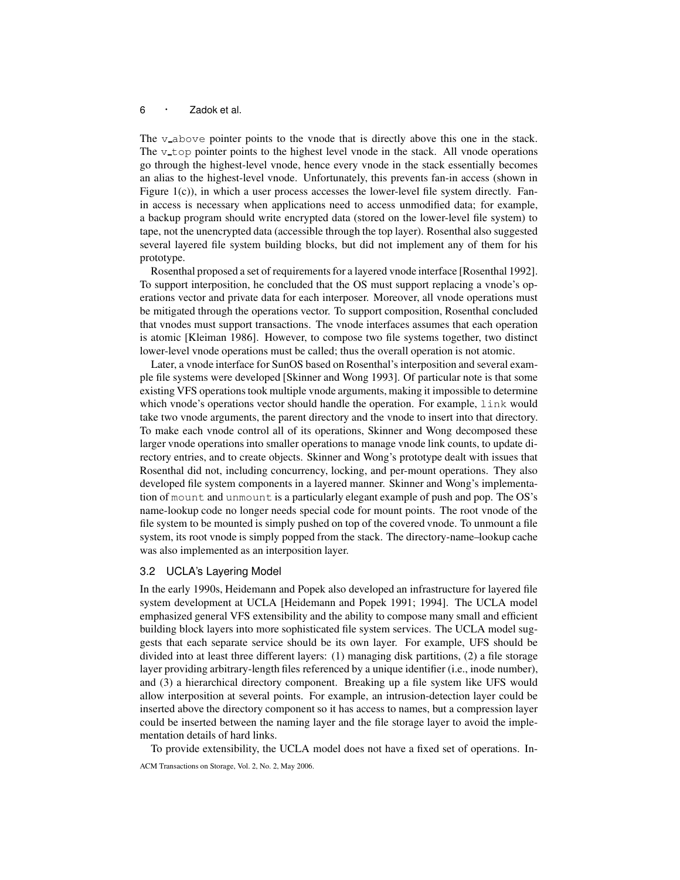The `v_above` pointer points to the vnode that is directly above this one in the stack. The `v_top` pointer points to the highest level vnode in the stack. All vnode operations go through the highest-level vnode, hence every vnode in the stack essentially becomes an alias to the highest-level vnode. Unfortunately, this prevents fan-in access (shown in Figure 1(c)), in which a user process accesses the lower-level file system directly. Fan-in access is necessary when applications need to access unmodified data; for example, a backup program should write encrypted data (stored on the lower-level file system) to tape, not the unencrypted data (accessible through the top layer). Rosenthal also suggested several layered file system building blocks, but did not implement any of them for his prototype.

Rosenthal proposed a set of requirements for a layered vnode interface [Rosenthal 1992]. To support interposition, he concluded that the OS must support replacing a vnode's operations vector and private data for each interposer. Moreover, all vnode operations must be mitigated through the operations vector. To support composition, Rosenthal concluded that vnodes must support transactions. The vnode interfaces assumes that each operation is atomic [Kleiman 1986]. However, to compose two file systems together, two distinct lower-level vnode operations must be called; thus the overall operation is not atomic.

Later, a vnode interface for SunOS based on Rosenthal's interposition and several example file systems were developed [Skinner and Wong 1993]. Of particular note is that some existing VFS operations took multiple vnode arguments, making it impossible to determine which vnode's operations vector should handle the operation. For example, `link` would take two vnode arguments, the parent directory and the vnode to insert into that directory. To make each vnode control all of its operations, Skinner and Wong decomposed these larger vnode operations into smaller operations to manage vnode link counts, to update directory entries, and to create objects. Skinner and Wong's prototype dealt with issues that Rosenthal did not, including concurrency, locking, and per-mount operations. They also developed file system components in a layered manner. Skinner and Wong's implementation of `mount` and `unmount` is a particularly elegant example of push and pop. The OS's name-lookup code no longer needs special code for mount points. The root vnode of the file system to be mounted is simply pushed on top of the covered vnode. To unmount a file system, its root vnode is simply popped from the stack. The directory-name–lookup cache was also implemented as an interposition layer.

### 3.2 UCLA's Layering Model

In the early 1990s, Heidemann and Popek also developed an infrastructure for layered file system development at UCLA [Heidemann and Popek 1991; 1994]. The UCLA model emphasized general VFS extensibility and the ability to compose many small and efficient building block layers into more sophisticated file system services. The UCLA model suggests that each separate service should be its own layer. For example, UFS should be divided into at least three different layers: (1) managing disk partitions, (2) a file storage layer providing arbitrary-length files referenced by a unique identifier (i.e., inode number), and (3) a hierarchical directory component. Breaking up a file system like UFS would allow interposition at several points. For example, an intrusion-detection layer could be inserted above the directory component so it has access to names, but a compression layer could be inserted between the naming layer and the file storage layer to avoid the implementation details of hard links.

To provide extensibility, the UCLA model does not have a fixed set of operations. In-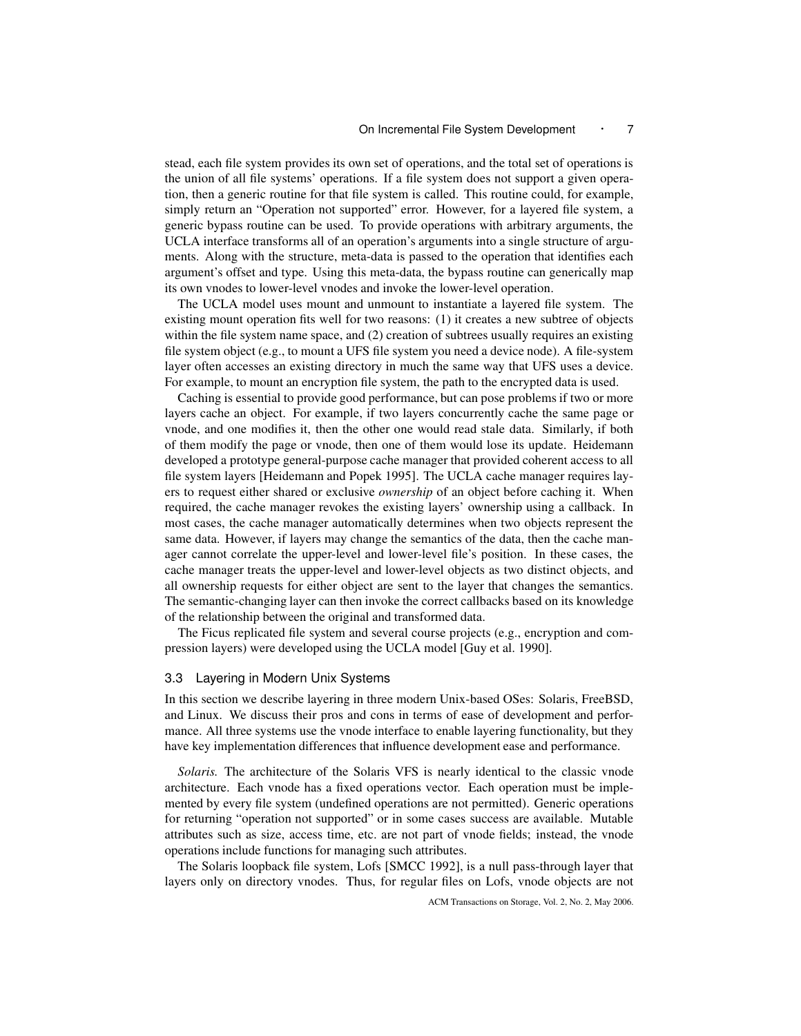stead, each file system provides its own set of operations, and the total set of operations is the union of all file systems' operations. If a file system does not support a given operation, then a generic routine for that file system is called. This routine could, for example, simply return an "Operation not supported" error. However, for a layered file system, a generic bypass routine can be used. To provide operations with arbitrary arguments, the UCLA interface transforms all of an operation's arguments into a single structure of arguments. Along with the structure, meta-data is passed to the operation that identifies each argument's offset and type. Using this meta-data, the bypass routine can generically map its own vnodes to lower-level vnodes and invoke the lower-level operation.

The UCLA model uses mount and unmount to instantiate a layered file system. The existing mount operation fits well for two reasons: (1) it creates a new subtree of objects within the file system name space, and (2) creation of subtrees usually requires an existing file system object (e.g., to mount a UFS file system you need a device node). A file-system layer often accesses an existing directory in much the same way that UFS uses a device. For example, to mount an encryption file system, the path to the encrypted data is used.

Caching is essential to provide good performance, but can pose problems if two or more layers cache an object. For example, if two layers concurrently cache the same page or vnode, and one modifies it, then the other one would read stale data. Similarly, if both of them modify the page or vnode, then one of them would lose its update. Heidemann developed a prototype general-purpose cache manager that provided coherent access to all file system layers [Heidemann and Popek 1995]. The UCLA cache manager requires layers to request either shared or exclusive *ownership* of an object before caching it. When required, the cache manager revokes the existing layers' ownership using a callback. In most cases, the cache manager automatically determines when two objects represent the same data. However, if layers may change the semantics of the data, then the cache manager cannot correlate the upper-level and lower-level file's position. In these cases, the cache manager treats the upper-level and lower-level objects as two distinct objects, and all ownership requests for either object are sent to the layer that changes the semantics. The semantic-changing layer can then invoke the correct callbacks based on its knowledge of the relationship between the original and transformed data.

The Ficus replicated file system and several course projects (e.g., encryption and compression layers) were developed using the UCLA model [Guy et al. 1990].

### 3.3 Layering in Modern Unix Systems

In this section we describe layering in three modern Unix-based OSes: Solaris, FreeBSD, and Linux. We discuss their pros and cons in terms of ease of development and performance. All three systems use the vnode interface to enable layering functionality, but they have key implementation differences that influence development ease and performance.

*Solaris.* The architecture of the Solaris VFS is nearly identical to the classic vnode architecture. Each vnode has a fixed operations vector. Each operation must be implemented by every file system (undefined operations are not permitted). Generic operations for returning "operation not supported" or in some cases success are available. Mutable attributes such as size, access time, etc. are not part of vnode fields; instead, the vnode operations include functions for managing such attributes.

The Solaris loopback file system, Lofs [SMCC 1992], is a null pass-through layer that layers only on directory vnodes. Thus, for regular files on Lofs, vnode objects are not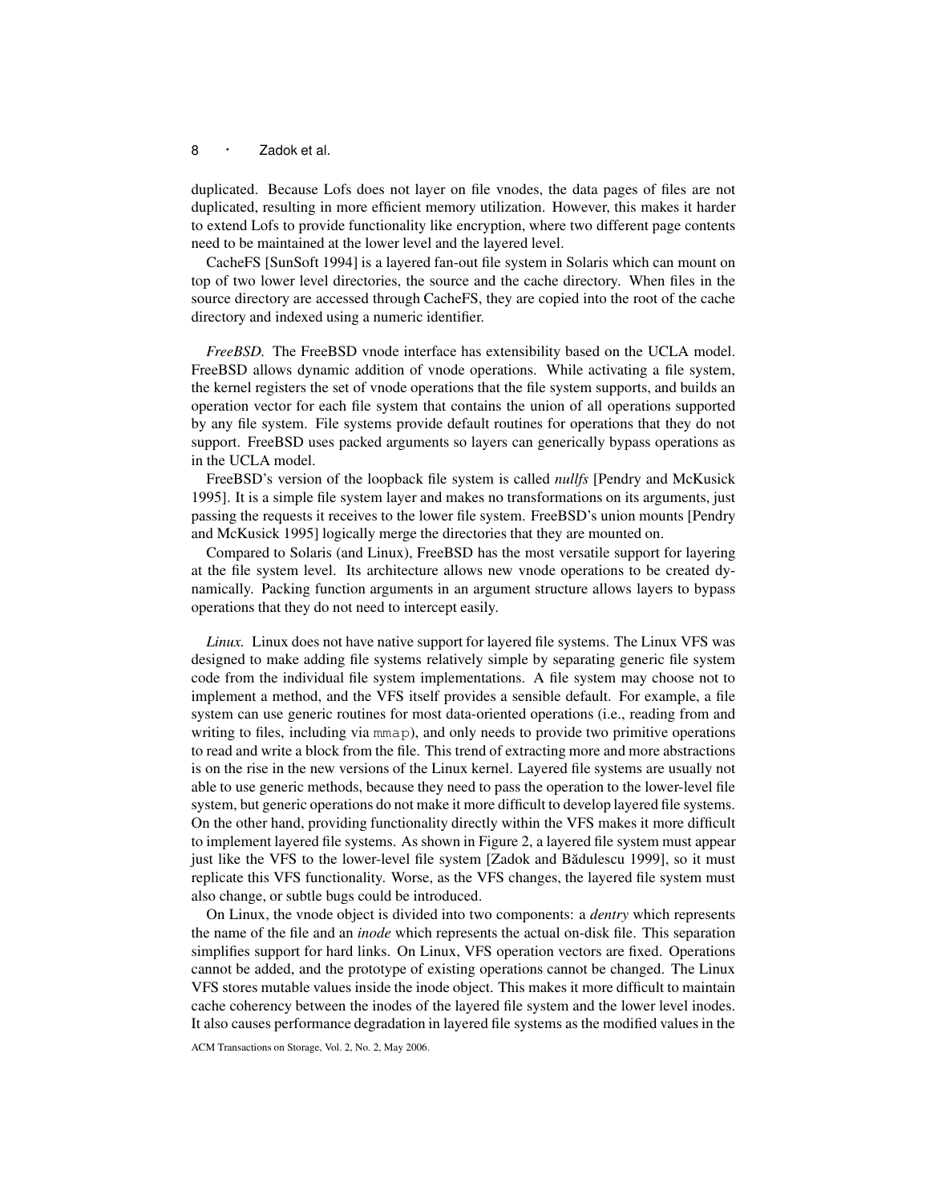duplicated. Because Lofs does not layer on file vnodes, the data pages of files are not duplicated, resulting in more efficient memory utilization. However, this makes it harder to extend Lofs to provide functionality like encryption, where two different page contents need to be maintained at the lower level and the layered level.

CacheFS [SunSoft 1994] is a layered fan-out file system in Solaris which can mount on top of two lower level directories, the source and the cache directory. When files in the source directory are accessed through CacheFS, they are copied into the root of the cache directory and indexed using a numeric identifier.

*FreeBSD.* The FreeBSD vnode interface has extensibility based on the UCLA model. FreeBSD allows dynamic addition of vnode operations. While activating a file system, the kernel registers the set of vnode operations that the file system supports, and builds an operation vector for each file system that contains the union of all operations supported by any file system. File systems provide default routines for operations that they do not support. FreeBSD uses packed arguments so layers can generically bypass operations as in the UCLA model.

FreeBSD's version of the loopback file system is called *nullfs* [Pendry and McKusick 1995]. It is a simple file system layer and makes no transformations on its arguments, just passing the requests it receives to the lower file system. FreeBSD's union mounts [Pendry and McKusick 1995] logically merge the directories that they are mounted on.

Compared to Solaris (and Linux), FreeBSD has the most versatile support for layering at the file system level. Its architecture allows new vnode operations to be created dynamically. Packing function arguments in an argument structure allows layers to bypass operations that they do not need to intercept easily.

*Linux.* Linux does not have native support for layered file systems. The Linux VFS was designed to make adding file systems relatively simple by separating generic file system code from the individual file system implementations. A file system may choose not to implement a method, and the VFS itself provides a sensible default. For example, a file system can use generic routines for most data-oriented operations (i.e., reading from and writing to files, including via `mmap`), and only needs to provide two primitive operations to read and write a block from the file. This trend of extracting more and more abstractions is on the rise in the new versions of the Linux kernel. Layered file systems are usually not able to use generic methods, because they need to pass the operation to the lower-level file system, but generic operations do not make it more difficult to develop layered file systems. On the other hand, providing functionality directly within the VFS makes it more difficult to implement layered file systems. As shown in Figure 2, a layered file system must appear just like the VFS to the lower-level file system [Zadok and Bădulescu 1999], so it must replicate this VFS functionality. Worse, as the VFS changes, the layered file system must also change, or subtle bugs could be introduced.

On Linux, the vnode object is divided into two components: a *dentry* which represents the name of the file and an *inode* which represents the actual on-disk file. This separation simplifies support for hard links. On Linux, VFS operation vectors are fixed. Operations cannot be added, and the prototype of existing operations cannot be changed. The Linux VFS stores mutable values inside the inode object. This makes it more difficult to maintain cache coherency between the inodes of the layered file system and the lower level inodes. It also causes performance degradation in layered file systems as the modified values in the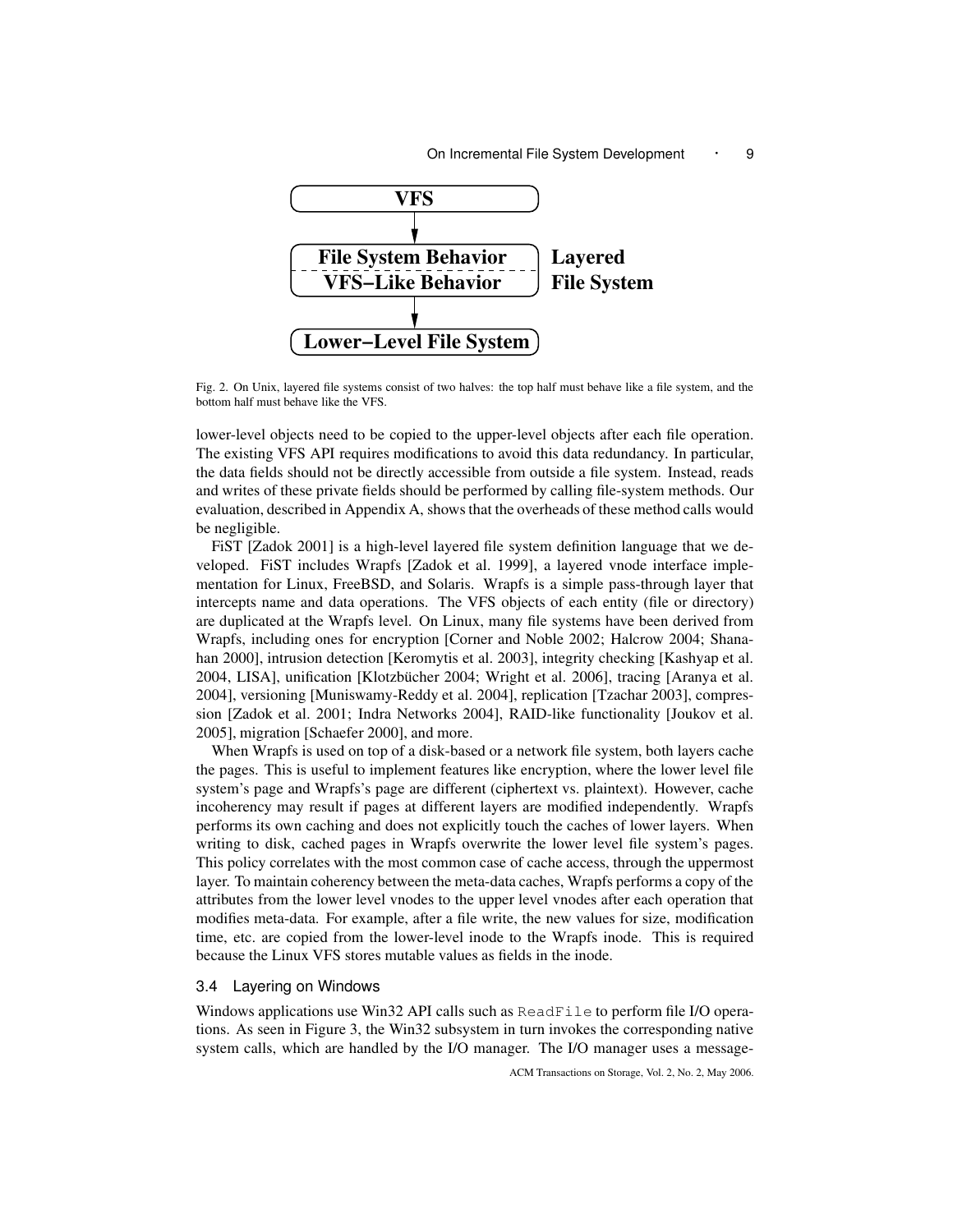Fig. 2. On Unix, layered file systems consist of two halves: the top half must behave like a file system, and the bottom half must behave like the VFS.

lower-level objects need to be copied to the upper-level objects after each file operation. The existing VFS API requires modifications to avoid this data redundancy. In particular, the data fields should not be directly accessible from outside a file system. Instead, reads and writes of these private fields should be performed by calling file-system methods. Our evaluation, described in Appendix A, shows that the overheads of these method calls would be negligible.

FiST [Zadok 2001] is a high-level layered file system definition language that we developed. FiST includes Wrapfs [Zadok et al. 1999], a layered vnode interface implementation for Linux, FreeBSD, and Solaris. Wrapfs is a simple pass-through layer that intercepts name and data operations. The VFS objects of each entity (file or directory) are duplicated at the Wrapfs level. On Linux, many file systems have been derived from Wrapfs, including ones for encryption [Corner and Noble 2002; Halcrow 2004; Shanahan 2000], intrusion detection [Keromytis et al. 2003], integrity checking [Kashyap et al. 2004, LISA], unification [Klotzbücher 2004; Wright et al. 2006], tracing [Aranya et al. 2004], versioning [Muniswamy-Reddy et al. 2004], replication [Tzachar 2003], compression [Zadok et al. 2001; Indra Networks 2004], RAID-like functionality [Joukov et al. 2005], migration [Schaefer 2000], and more.

When Wrapfs is used on top of a disk-based or a network file system, both layers cache the pages. This is useful to implement features like encryption, where the lower level file system's page and Wrapfs's page are different (ciphertext vs. plaintext). However, cache incoherency may result if pages at different layers are modified independently. Wrapfs performs its own caching and does not explicitly touch the caches of lower layers. When writing to disk, cached pages in Wrapfs overwrite the lower level file system's pages. This policy correlates with the most common case of cache access, through the uppermost layer. To maintain coherency between the meta-data caches, Wrapfs performs a copy of the attributes from the lower level vnodes to the upper level vnodes after each operation that modifies meta-data. For example, after a file write, the new values for size, modification time, etc. are copied from the lower-level inode to the Wrapfs inode. This is required because the Linux VFS stores mutable values as fields in the inode.

## 3.4 Layering on Windows

Windows applications use Win32 API calls such as `ReadFile` to perform file I/O operations. As seen in Figure 3, the Win32 subsystem in turn invokes the corresponding native system calls, which are handled by the I/O manager. The I/O manager uses a message-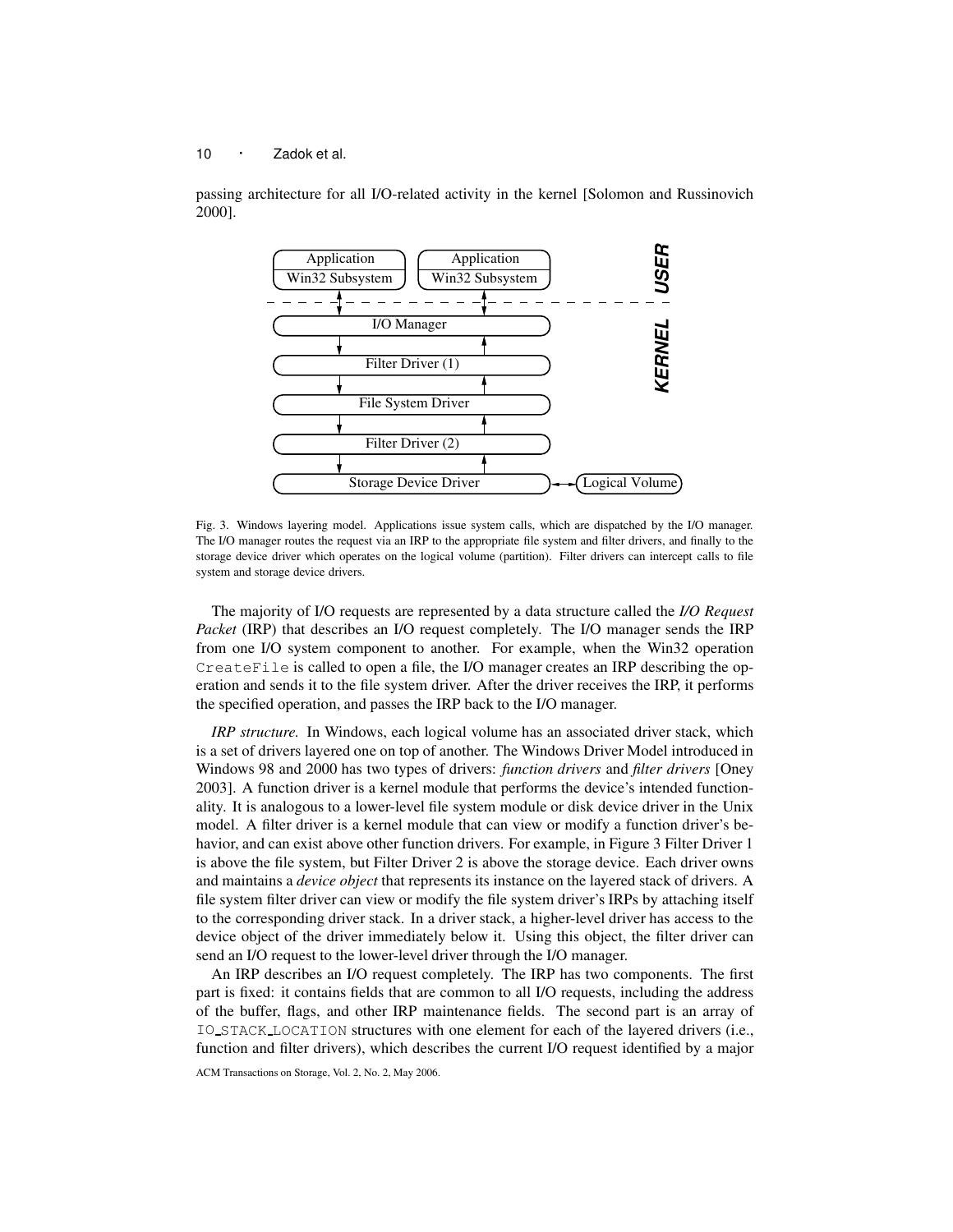passing architecture for all I/O-related activity in the kernel [Solomon and Russinovich 2000].

Fig. 3. Windows layering model. Applications issue system calls, which are dispatched by the I/O manager. The I/O manager routes the request via an IRP to the appropriate file system and filter drivers, and finally to the storage device driver which operates on the logical volume (partition). Filter drivers can intercept calls to file system and storage device drivers.

The majority of I/O requests are represented by a data structure called the *I/O Request Packet* (IRP) that describes an I/O request completely. The I/O manager sends the IRP from one I/O system component to another. For example, when the Win32 operation `CreateFile` is called to open a file, the I/O manager creates an IRP describing the operation and sends it to the file system driver. After the driver receives the IRP, it performs the specified operation, and passes the IRP back to the I/O manager.

*IRP structure.* In Windows, each logical volume has an associated driver stack, which is a set of drivers layered one on top of another. The Windows Driver Model introduced in Windows 98 and 2000 has two types of drivers: *function drivers* and *filter drivers* [Oney 2003]. A function driver is a kernel module that performs the device's intended functionality. It is analogous to a lower-level file system module or disk device driver in the Unix model. A filter driver is a kernel module that can view or modify a function driver's behavior, and can exist above other function drivers. For example, in Figure 3 Filter Driver 1 is above the file system, but Filter Driver 2 is above the storage device. Each driver owns and maintains a *device object* that represents its instance on the layered stack of drivers. A file system filter driver can view or modify the file system driver's IRPs by attaching itself to the corresponding driver stack. In a driver stack, a higher-level driver has access to the device object of the driver immediately below it. Using this object, the filter driver can send an I/O request to the lower-level driver through the I/O manager.

An IRP describes an I/O request completely. The IRP has two components. The first part is fixed: it contains fields that are common to all I/O requests, including the address of the buffer, flags, and other IRP maintenance fields. The second part is an array of `IO_STACK_LOCATION` structures with one element for each of the layered drivers (i.e., function and filter drivers), which describes the current I/O request identified by a major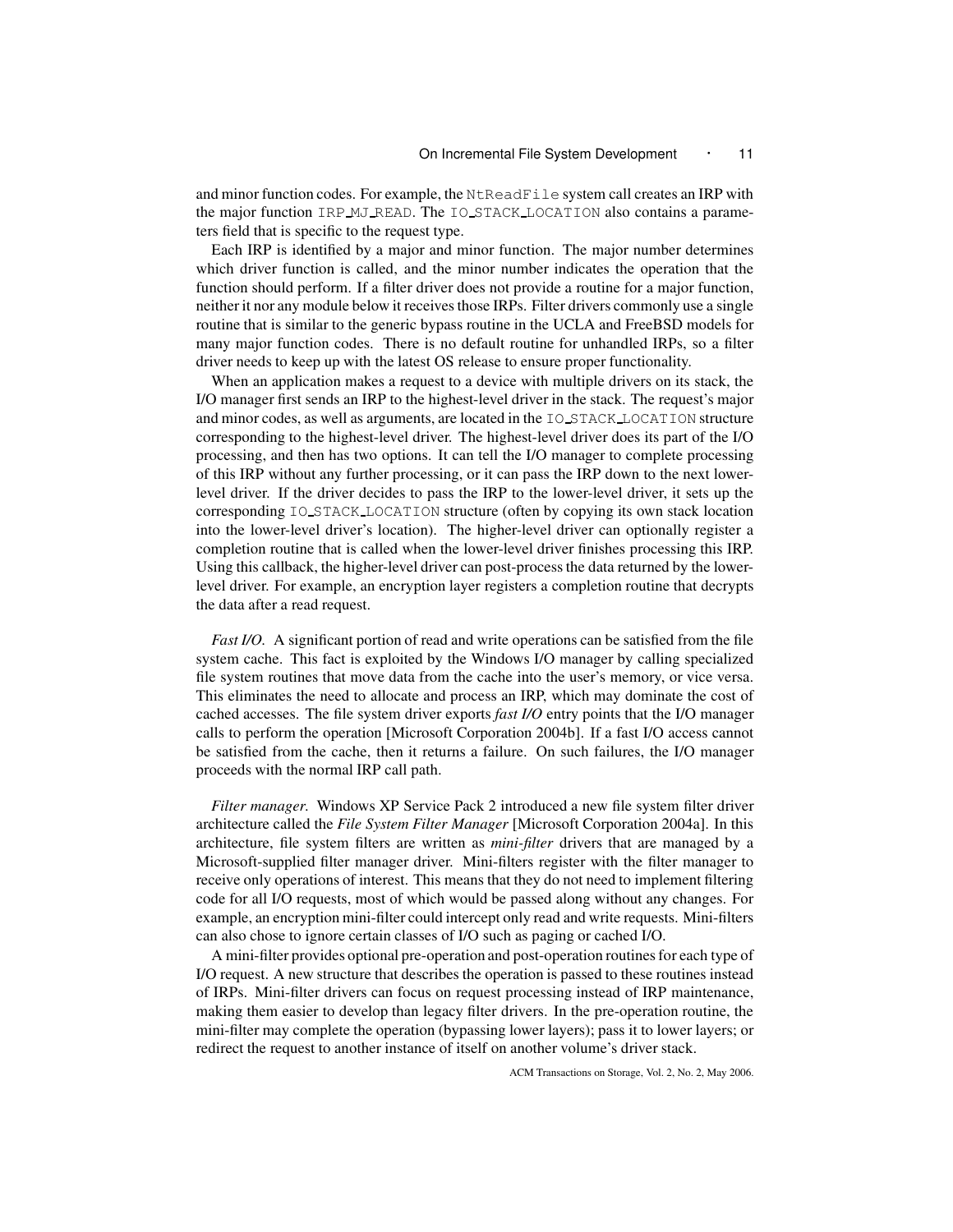and minor function codes. For example, the `NtReadFile` system call creates an IRP with the major function `IRP_MJ_READ`. The `IO_STACK_LOCATION` also contains a parameters field that is specific to the request type.

Each IRP is identified by a major and minor function. The major number determines which driver function is called, and the minor number indicates the operation that the function should perform. If a filter driver does not provide a routine for a major function, neither it nor any module below it receives those IRPs. Filter drivers commonly use a single routine that is similar to the generic bypass routine in the UCLA and FreeBSD models for many major function codes. There is no default routine for unhandled IRPs, so a filter driver needs to keep up with the latest OS release to ensure proper functionality.

When an application makes a request to a device with multiple drivers on its stack, the I/O manager first sends an IRP to the highest-level driver in the stack. The request's major and minor codes, as well as arguments, are located in the `IO_STACK_LOCATION` structure corresponding to the highest-level driver. The highest-level driver does its part of the I/O processing, and then has two options. It can tell the I/O manager to complete processing of this IRP without any further processing, or it can pass the IRP down to the next lower-level driver. If the driver decides to pass the IRP to the lower-level driver, it sets up the corresponding `IO_STACK_LOCATION` structure (often by copying its own stack location into the lower-level driver's location). The higher-level driver can optionally register a completion routine that is called when the lower-level driver finishes processing this IRP. Using this callback, the higher-level driver can post-process the data returned by the lower-level driver. For example, an encryption layer registers a completion routine that decrypts the data after a read request.

*Fast I/O.* A significant portion of read and write operations can be satisfied from the file system cache. This fact is exploited by the Windows I/O manager by calling specialized file system routines that move data from the cache into the user's memory, or vice versa. This eliminates the need to allocate and process an IRP, which may dominate the cost of cached accesses. The file system driver exports *fast I/O* entry points that the I/O manager calls to perform the operation [Microsoft Corporation 2004b]. If a fast I/O access cannot be satisfied from the cache, then it returns a failure. On such failures, the I/O manager proceeds with the normal IRP call path.

*Filter manager.* Windows XP Service Pack 2 introduced a new file system filter driver architecture called the *File System Filter Manager* [Microsoft Corporation 2004a]. In this architecture, file system filters are written as *mini-filter* drivers that are managed by a Microsoft-supplied filter manager driver. Mini-filters register with the filter manager to receive only operations of interest. This means that they do not need to implement filtering code for all I/O requests, most of which would be passed along without any changes. For example, an encryption mini-filter could intercept only read and write requests. Mini-filters can also chose to ignore certain classes of I/O such as paging or cached I/O.

A mini-filter provides optional pre-operation and post-operation routines for each type of I/O request. A new structure that describes the operation is passed to these routines instead of IRPs. Mini-filter drivers can focus on request processing instead of IRP maintenance, making them easier to develop than legacy filter drivers. In the pre-operation routine, the mini-filter may complete the operation (bypassing lower layers); pass it to lower layers; or redirect the request to another instance of itself on another volume's driver stack.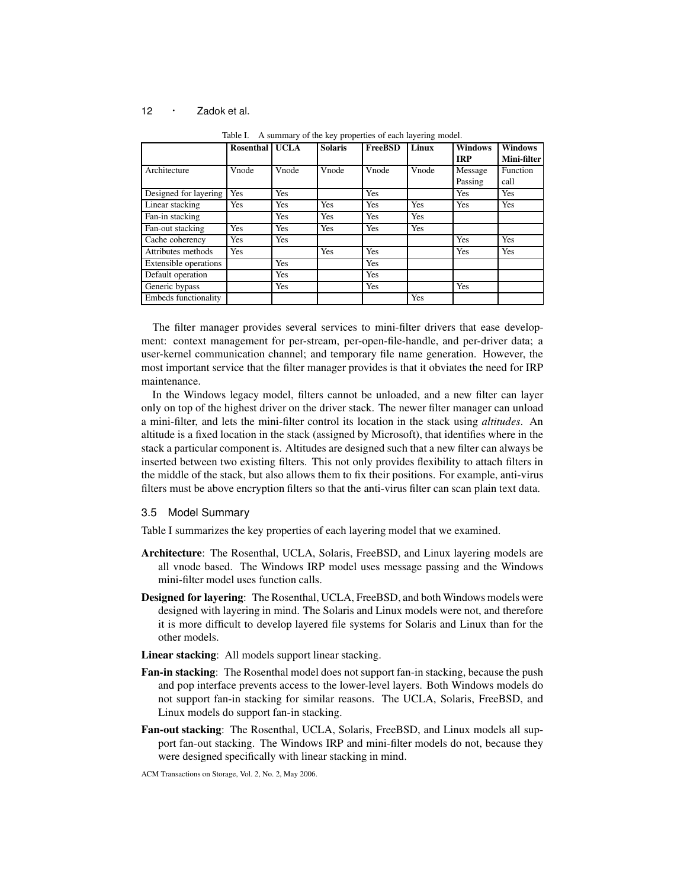Table I. A summary of the key properties of each layering model.

| | Rosenthal | UCLA | Solaris | FreeBSD | Linux | Windows IRP | Windows Mini-filter |
|---|---|---|---|---|---|---|---|
| Architecture | Vnode | Vnode | Vnode | Vnode | Vnode | Message Passing | Function call |
| Designed for layering | Yes | Yes | | Yes | | Yes | Yes |
| Linear stacking | Yes | Yes | Yes | Yes | Yes | Yes | Yes |
| Fan-in stacking | | Yes | Yes | Yes | Yes | | |
| Fan-out stacking | Yes | Yes | Yes | Yes | Yes | | |
| Cache coherency | Yes | Yes | | | | Yes | Yes |
| Attributes methods | Yes | | Yes | Yes | | Yes | Yes |
| Extensible operations | | Yes | | Yes | | | |
| Default operation | | Yes | | Yes | | | |
| Generic bypass | | Yes | | Yes | | Yes | |
| Embeds functionality | | | | | Yes | | |

The filter manager provides several services to mini-filter drivers that ease development: context management for per-stream, per-open-file-handle, and per-driver data; a user-kernel communication channel; and temporary file name generation. However, the most important service that the filter manager provides is that it obviates the need for IRP maintenance.

In the Windows legacy model, filters cannot be unloaded, and a new filter can layer only on top of the highest driver on the driver stack. The newer filter manager can unload a mini-filter, and lets the mini-filter control its location in the stack using *altitudes*. An altitude is a fixed location in the stack (assigned by Microsoft), that identifies where in the stack a particular component is. Altitudes are designed such that a new filter can always be inserted between two existing filters. This not only provides flexibility to attach filters in the middle of the stack, but also allows them to fix their positions. For example, anti-virus filters must be above encryption filters so that the anti-virus filter can scan plain text data.

### 3.5 Model Summary

Table I summarizes the key properties of each layering model that we examined.

**Architecture**: The Rosenthal, UCLA, Solaris, FreeBSD, and Linux layering models are all vnode based. The Windows IRP model uses message passing and the Windows mini-filter model uses function calls.

**Designed for layering**: The Rosenthal, UCLA, FreeBSD, and both Windows models were designed with layering in mind. The Solaris and Linux models were not, and therefore it is more difficult to develop layered file systems for Solaris and Linux than for the other models.

**Linear stacking**: All models support linear stacking.

**Fan-in stacking**: The Rosenthal model does not support fan-in stacking, because the push and pop interface prevents access to the lower-level layers. Both Windows models do not support fan-in stacking for similar reasons. The UCLA, Solaris, FreeBSD, and Linux models do support fan-in stacking.

**Fan-out stacking**: The Rosenthal, UCLA, Solaris, FreeBSD, and Linux models all support fan-out stacking. The Windows IRP and mini-filter models do not, because they were designed specifically with linear stacking in mind.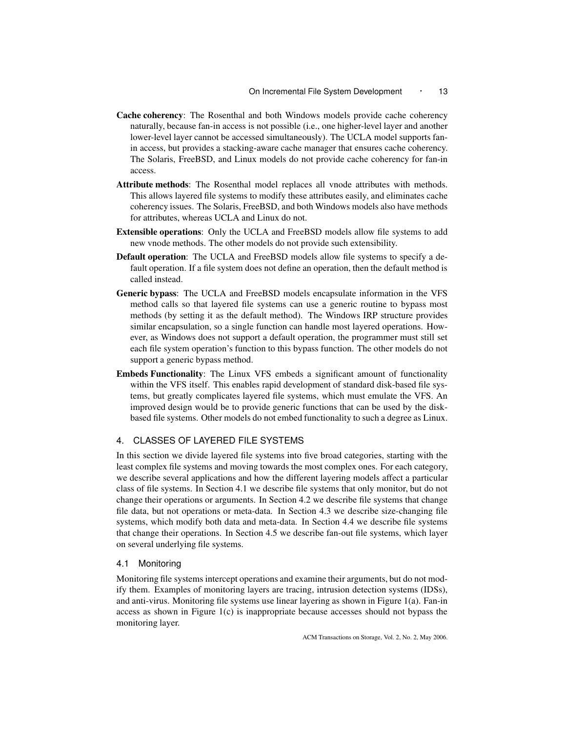**Cache coherency**: The Rosenthal and both Windows models provide cache coherency naturally, because fan-in access is not possible (i.e., one higher-level layer and another lower-level layer cannot be accessed simultaneously). The UCLA model supports fan-in access, but provides a stacking-aware cache manager that ensures cache coherency. The Solaris, FreeBSD, and Linux models do not provide cache coherency for fan-in access.

**Attribute methods**: The Rosenthal model replaces all vnode attributes with methods. This allows layered file systems to modify these attributes easily, and eliminates cache coherency issues. The Solaris, FreeBSD, and both Windows models also have methods for attributes, whereas UCLA and Linux do not.

**Extensible operations**: Only the UCLA and FreeBSD models allow file systems to add new vnode methods. The other models do not provide such extensibility.

**Default operation**: The UCLA and FreeBSD models allow file systems to specify a default operation. If a file system does not define an operation, then the default method is called instead.

**Generic bypass**: The UCLA and FreeBSD models encapsulate information in the VFS method calls so that layered file systems can use a generic routine to bypass most methods (by setting it as the default method). The Windows IRP structure provides similar encapsulation, so a single function can handle most layered operations. However, as Windows does not support a default operation, the programmer must still set each file system operation's function to this bypass function. The other models do not support a generic bypass method.

**Embeds Functionality**: The Linux VFS embeds a significant amount of functionality within the VFS itself. This enables rapid development of standard disk-based file systems, but greatly complicates layered file systems, which must emulate the VFS. An improved design would be to provide generic functions that can be used by the disk-based file systems. Other models do not embed functionality to such a degree as Linux.

## 4. CLASSES OF LAYERED FILE SYSTEMS

In this section we divide layered file systems into five broad categories, starting with the least complex file systems and moving towards the most complex ones. For each category, we describe several applications and how the different layering models affect a particular class of file systems. In Section 4.1 we describe file systems that only monitor, but do not change their operations or arguments. In Section 4.2 we describe file systems that change file data, but not operations or meta-data. In Section 4.3 we describe size-changing file systems, which modify both data and meta-data. In Section 4.4 we describe file systems that change their operations. In Section 4.5 we describe fan-out file systems, which layer on several underlying file systems.

### 4.1 Monitoring

Monitoring file systems intercept operations and examine their arguments, but do not modify them. Examples of monitoring layers are tracing, intrusion detection systems (IDSs), and anti-virus. Monitoring file systems use linear layering as shown in Figure 1(a). Fan-in access as shown in Figure 1(c) is inappropriate because accesses should not bypass the monitoring layer.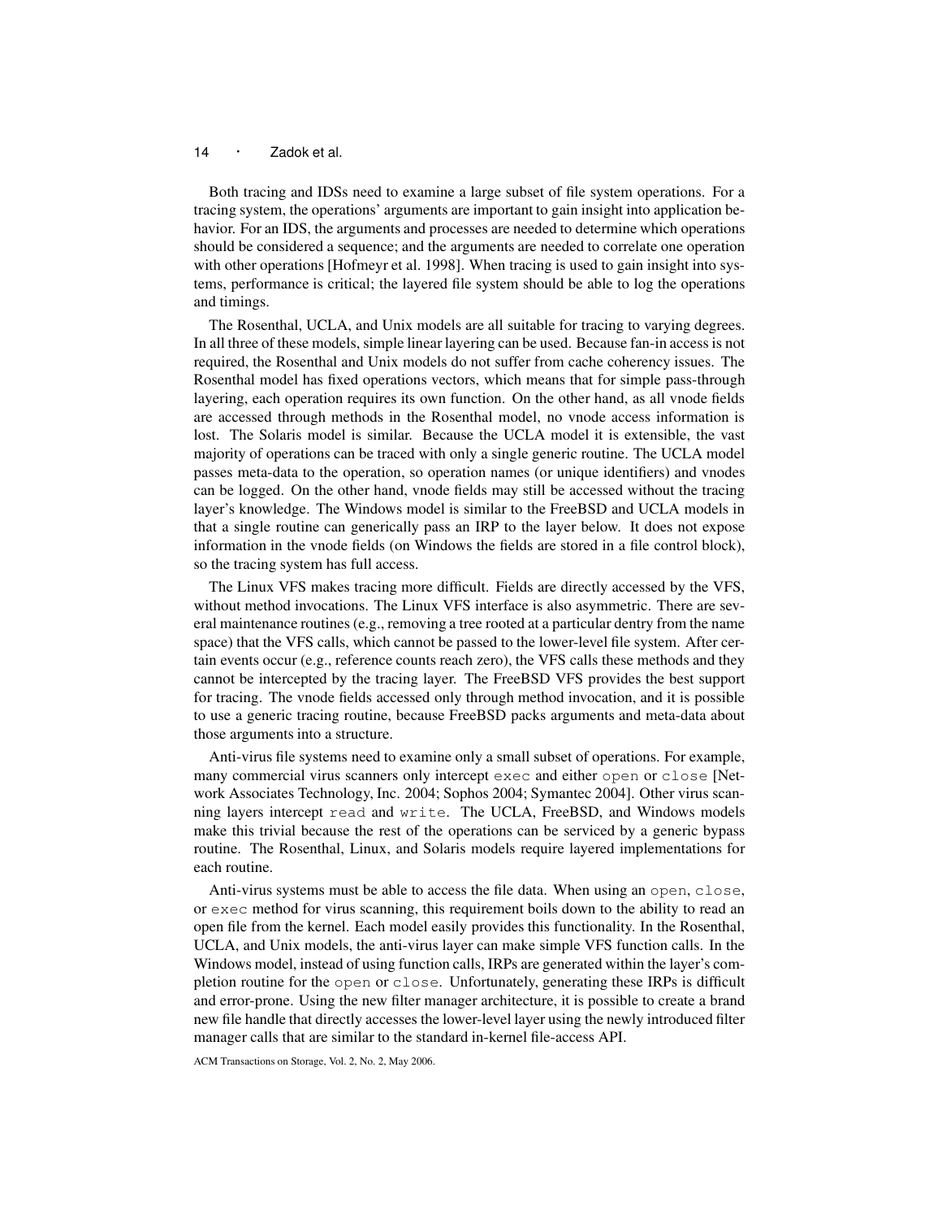Both tracing and IDSs need to examine a large subset of file system operations. For a tracing system, the operations' arguments are important to gain insight into application behavior. For an IDS, the arguments and processes are needed to determine which operations should be considered a sequence; and the arguments are needed to correlate one operation with other operations [Hofmeyr et al. 1998]. When tracing is used to gain insight into systems, performance is critical; the layered file system should be able to log the operations and timings.

The Rosenthal, UCLA, and Unix models are all suitable for tracing to varying degrees. In all three of these models, simple linear layering can be used. Because fan-in access is not required, the Rosenthal and Unix models do not suffer from cache coherency issues. The Rosenthal model has fixed operations vectors, which means that for simple pass-through layering, each operation requires its own function. On the other hand, as all vnode fields are accessed through methods in the Rosenthal model, no vnode access information is lost. The Solaris model is similar. Because the UCLA model it is extensible, the vast majority of operations can be traced with only a single generic routine. The UCLA model passes meta-data to the operation, so operation names (or unique identifiers) and vnodes can be logged. On the other hand, vnode fields may still be accessed without the tracing layer's knowledge. The Windows model is similar to the FreeBSD and UCLA models in that a single routine can generically pass an IRP to the layer below. It does not expose information in the vnode fields (on Windows the fields are stored in a file control block), so the tracing system has full access.

The Linux VFS makes tracing more difficult. Fields are directly accessed by the VFS, without method invocations. The Linux VFS interface is also asymmetric. There are several maintenance routines (e.g., removing a tree rooted at a particular dentry from the name space) that the VFS calls, which cannot be passed to the lower-level file system. After certain events occur (e.g., reference counts reach zero), the VFS calls these methods and they cannot be intercepted by the tracing layer. The FreeBSD VFS provides the best support for tracing. The vnode fields accessed only through method invocation, and it is possible to use a generic tracing routine, because FreeBSD packs arguments and meta-data about those arguments into a structure.

Anti-virus file systems need to examine only a small subset of operations. For example, many commercial virus scanners only intercept `exec` and either `open` or `close` [Network Associates Technology, Inc. 2004; Sophos 2004; Symantec 2004]. Other virus scanning layers intercept `read` and `write`. The UCLA, FreeBSD, and Windows models make this trivial because the rest of the operations can be serviced by a generic bypass routine. The Rosenthal, Linux, and Solaris models require layered implementations for each routine.

Anti-virus systems must be able to access the file data. When using an `open`, `close`, or `exec` method for virus scanning, this requirement boils down to the ability to read an open file from the kernel. Each model easily provides this functionality. In the Rosenthal, UCLA, and Unix models, the anti-virus layer can make simple VFS function calls. In the Windows model, instead of using function calls, IRPs are generated within the layer's completion routine for the `open` or `close`. Unfortunately, generating these IRPs is difficult and error-prone. Using the new filter manager architecture, it is possible to create a brand new file handle that directly accesses the lower-level layer using the newly introduced filter manager calls that are similar to the standard in-kernel file-access API.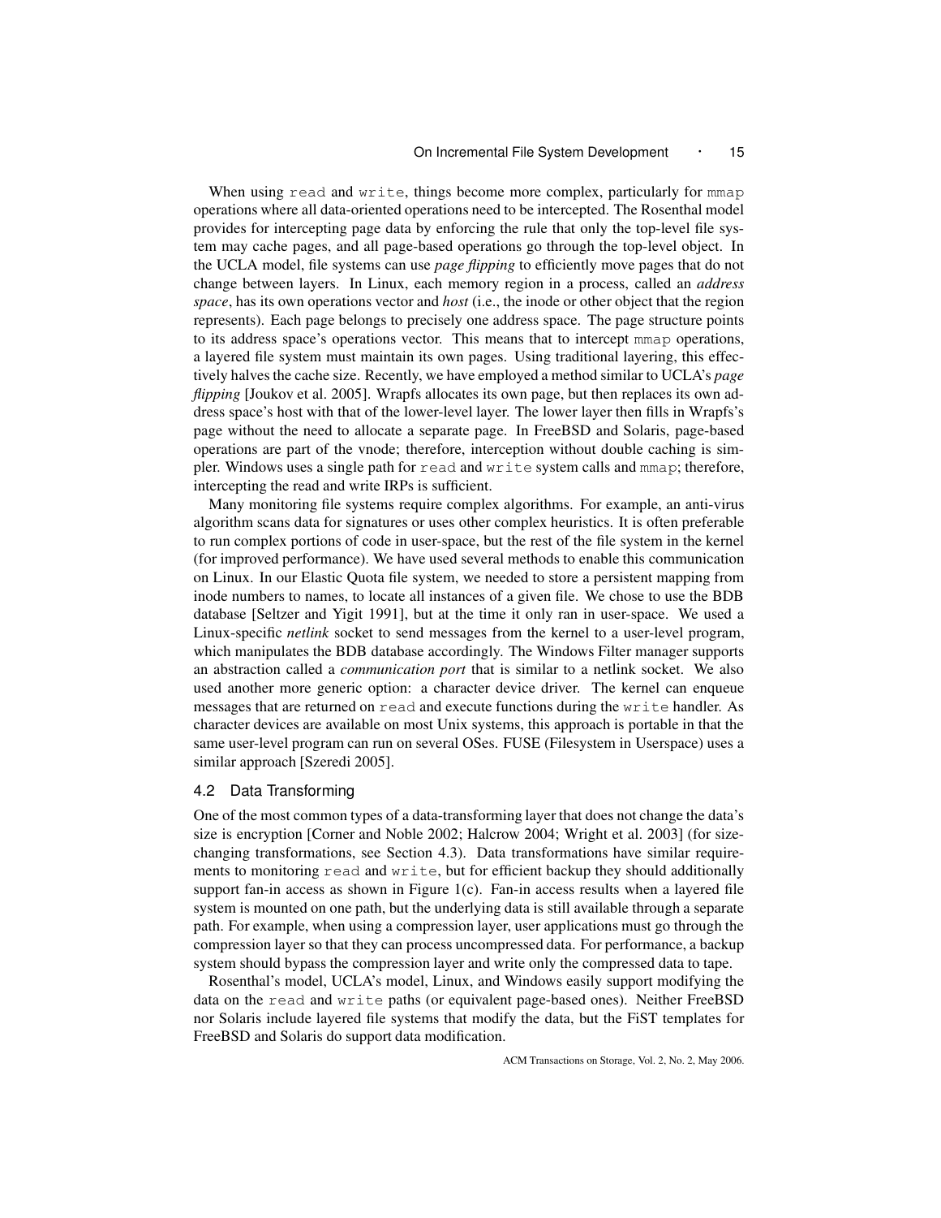When using `read` and `write`, things become more complex, particularly for `mmap` operations where all data-oriented operations need to be intercepted. The Rosenthal model provides for intercepting page data by enforcing the rule that only the top-level file system may cache pages, and all page-based operations go through the top-level object. In the UCLA model, file systems can use *page flipping* to efficiently move pages that do not change between layers. In Linux, each memory region in a process, called an *address space*, has its own operations vector and *host* (i.e., the inode or other object that the region represents). Each page belongs to precisely one address space. The page structure points to its address space's operations vector. This means that to intercept `mmap` operations, a layered file system must maintain its own pages. Using traditional layering, this effectively halves the cache size. Recently, we have employed a method similar to UCLA's *page flipping* [Joukov et al. 2005]. Wrapfs allocates its own page, but then replaces its own address space's host with that of the lower-level layer. The lower layer then fills in Wrapfs's page without the need to allocate a separate page. In FreeBSD and Solaris, page-based operations are part of the vnode; therefore, interception without double caching is simpler. Windows uses a single path for `read` and `write` system calls and `mmap`; therefore, intercepting the read and write IRPs is sufficient.

Many monitoring file systems require complex algorithms. For example, an anti-virus algorithm scans data for signatures or uses other complex heuristics. It is often preferable to run complex portions of code in user-space, but the rest of the file system in the kernel (for improved performance). We have used several methods to enable this communication on Linux. In our Elastic Quota file system, we needed to store a persistent mapping from inode numbers to names, to locate all instances of a given file. We chose to use the BDB database [Seltzer and Yigit 1991], but at the time it only ran in user-space. We used a Linux-specific *netlink* socket to send messages from the kernel to a user-level program, which manipulates the BDB database accordingly. The Windows Filter manager supports an abstraction called a *communication port* that is similar to a netlink socket. We also used another more generic option: a character device driver. The kernel can enqueue messages that are returned on `read` and execute functions during the `write` handler. As character devices are available on most Unix systems, this approach is portable in that the same user-level program can run on several OSes. FUSE (Filesystem in Userspace) uses a similar approach [Szeredi 2005].

### 4.2 Data Transforming

One of the most common types of a data-transforming layer that does not change the data's size is encryption [Corner and Noble 2002; Halcrow 2004; Wright et al. 2003] (for size-changing transformations, see Section 4.3). Data transformations have similar requirements to monitoring `read` and `write`, but for efficient backup they should additionally support fan-in access as shown in Figure 1(c). Fan-in access results when a layered file system is mounted on one path, but the underlying data is still available through a separate path. For example, when using a compression layer, user applications must go through the compression layer so that they can process uncompressed data. For performance, a backup system should bypass the compression layer and write only the compressed data to tape.

Rosenthal's model, UCLA's model, Linux, and Windows easily support modifying the data on the `read` and `write` paths (or equivalent page-based ones). Neither FreeBSD nor Solaris include layered file systems that modify the data, but the FiST templates for FreeBSD and Solaris do support data modification.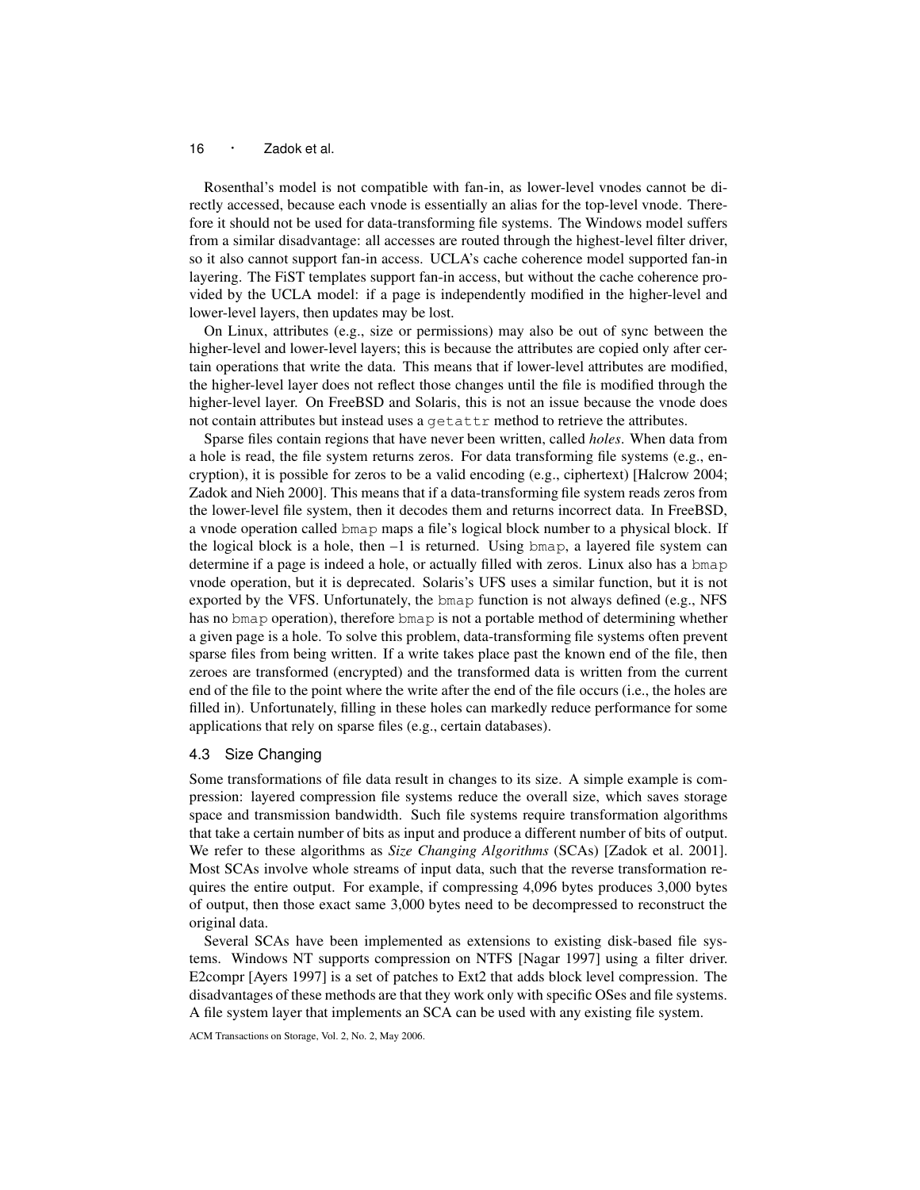Rosenthal's model is not compatible with fan-in, as lower-level vnodes cannot be directly accessed, because each vnode is essentially an alias for the top-level vnode. Therefore it should not be used for data-transforming file systems. The Windows model suffers from a similar disadvantage: all accesses are routed through the highest-level filter driver, so it also cannot support fan-in access. UCLA's cache coherence model supported fan-in layering. The FiST templates support fan-in access, but without the cache coherence provided by the UCLA model: if a page is independently modified in the higher-level and lower-level layers, then updates may be lost.

On Linux, attributes (e.g., size or permissions) may also be out of sync between the higher-level and lower-level layers; this is because the attributes are copied only after certain operations that write the data. This means that if lower-level attributes are modified, the higher-level layer does not reflect those changes until the file is modified through the higher-level layer. On FreeBSD and Solaris, this is not an issue because the vnode does not contain attributes but instead uses a `getattr` method to retrieve the attributes.

Sparse files contain regions that have never been written, called *holes*. When data from a hole is read, the file system returns zeros. For data transforming file systems (e.g., encryption), it is possible for zeros to be a valid encoding (e.g., ciphertext) [Halcrow 2004; Zadok and Nieh 2000]. This means that if a data-transforming file system reads zeros from the lower-level file system, then it decodes them and returns incorrect data. In FreeBSD, a vnode operation called `bmap` maps a file's logical block number to a physical block. If the logical block is a hole, then –1 is returned. Using `bmap`, a layered file system can determine if a page is indeed a hole, or actually filled with zeros. Linux also has a `bmap` vnode operation, but it is deprecated. Solaris's UFS uses a similar function, but it is not exported by the VFS. Unfortunately, the `bmap` function is not always defined (e.g., NFS has no `bmap` operation), therefore `bmap` is not a portable method of determining whether a given page is a hole. To solve this problem, data-transforming file systems often prevent sparse files from being written. If a write takes place past the known end of the file, then zeroes are transformed (encrypted) and the transformed data is written from the current end of the file to the point where the write after the end of the file occurs (i.e., the holes are filled in). Unfortunately, filling in these holes can markedly reduce performance for some applications that rely on sparse files (e.g., certain databases).

### 4.3 Size Changing

Some transformations of file data result in changes to its size. A simple example is compression: layered compression file systems reduce the overall size, which saves storage space and transmission bandwidth. Such file systems require transformation algorithms that take a certain number of bits as input and produce a different number of bits of output. We refer to these algorithms as *Size Changing Algorithms* (SCAs) [Zadok et al. 2001]. Most SCAs involve whole streams of input data, such that the reverse transformation requires the entire output. For example, if compressing 4,096 bytes produces 3,000 bytes of output, then those exact same 3,000 bytes need to be decompressed to reconstruct the original data.

Several SCAs have been implemented as extensions to existing disk-based file systems. Windows NT supports compression on NTFS [Nagar 1997] using a filter driver. E2compr [Ayers 1997] is a set of patches to Ext2 that adds block level compression. The disadvantages of these methods are that they work only with specific OSes and file systems. A file system layer that implements an SCA can be used with any existing file system.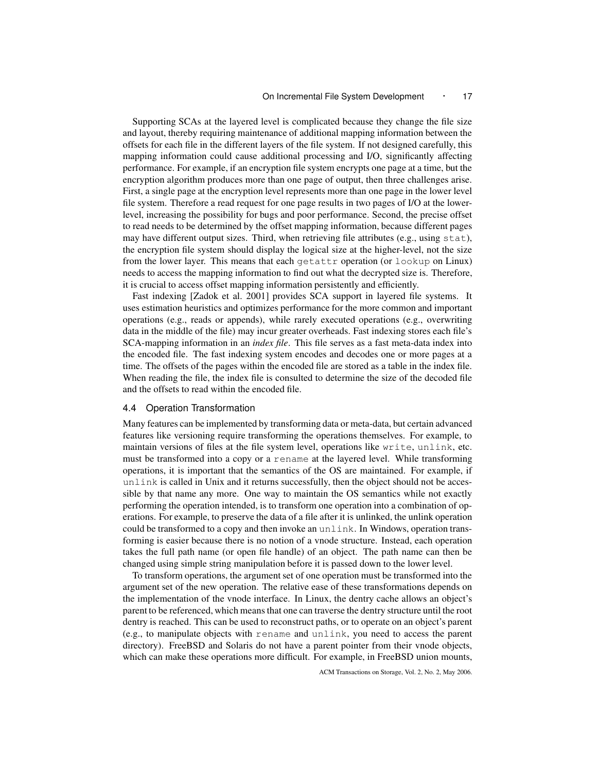Supporting SCAs at the layered level is complicated because they change the file size and layout, thereby requiring maintenance of additional mapping information between the offsets for each file in the different layers of the file system. If not designed carefully, this mapping information could cause additional processing and I/O, significantly affecting performance. For example, if an encryption file system encrypts one page at a time, but the encryption algorithm produces more than one page of output, then three challenges arise. First, a single page at the encryption level represents more than one page in the lower level file system. Therefore a read request for one page results in two pages of I/O at the lower-level, increasing the possibility for bugs and poor performance. Second, the precise offset to read needs to be determined by the offset mapping information, because different pages may have different output sizes. Third, when retrieving file attributes (e.g., using `stat`), the encryption file system should display the logical size at the higher-level, not the size from the lower layer. This means that each `getattr` operation (or `lookup` on Linux) needs to access the mapping information to find out what the decrypted size is. Therefore, it is crucial to access offset mapping information persistently and efficiently.

Fast indexing [Zadok et al. 2001] provides SCA support in layered file systems. It uses estimation heuristics and optimizes performance for the more common and important operations (e.g., reads or appends), while rarely executed operations (e.g., overwriting data in the middle of the file) may incur greater overheads. Fast indexing stores each file's SCA-mapping information in an *index file*. This file serves as a fast meta-data index into the encoded file. The fast indexing system encodes and decodes one or more pages at a time. The offsets of the pages within the encoded file are stored as a table in the index file. When reading the file, the index file is consulted to determine the size of the decoded file and the offsets to read within the encoded file.

## 4.4 Operation Transformation

Many features can be implemented by transforming data or meta-data, but certain advanced features like versioning require transforming the operations themselves. For example, to maintain versions of files at the file system level, operations like `write`, `unlink`, etc. must be transformed into a copy or a `rename` at the layered level. While transforming operations, it is important that the semantics of the OS are maintained. For example, if `unlink` is called in Unix and it returns successfully, then the object should not be accessible by that name any more. One way to maintain the OS semantics while not exactly performing the operation intended, is to transform one operation into a combination of operations. For example, to preserve the data of a file after it is unlinked, the unlink operation could be transformed to a copy and then invoke an `unlink`. In Windows, operation transforming is easier because there is no notion of a vnode structure. Instead, each operation takes the full path name (or open file handle) of an object. The path name can then be changed using simple string manipulation before it is passed down to the lower level.

To transform operations, the argument set of one operation must be transformed into the argument set of the new operation. The relative ease of these transformations depends on the implementation of the vnode interface. In Linux, the dentry cache allows an object's parent to be referenced, which means that one can traverse the dentry structure until the root dentry is reached. This can be used to reconstruct paths, or to operate on an object's parent (e.g., to manipulate objects with `rename` and `unlink`, you need to access the parent directory). FreeBSD and Solaris do not have a parent pointer from their vnode objects, which can make these operations more difficult. For example, in FreeBSD union mounts,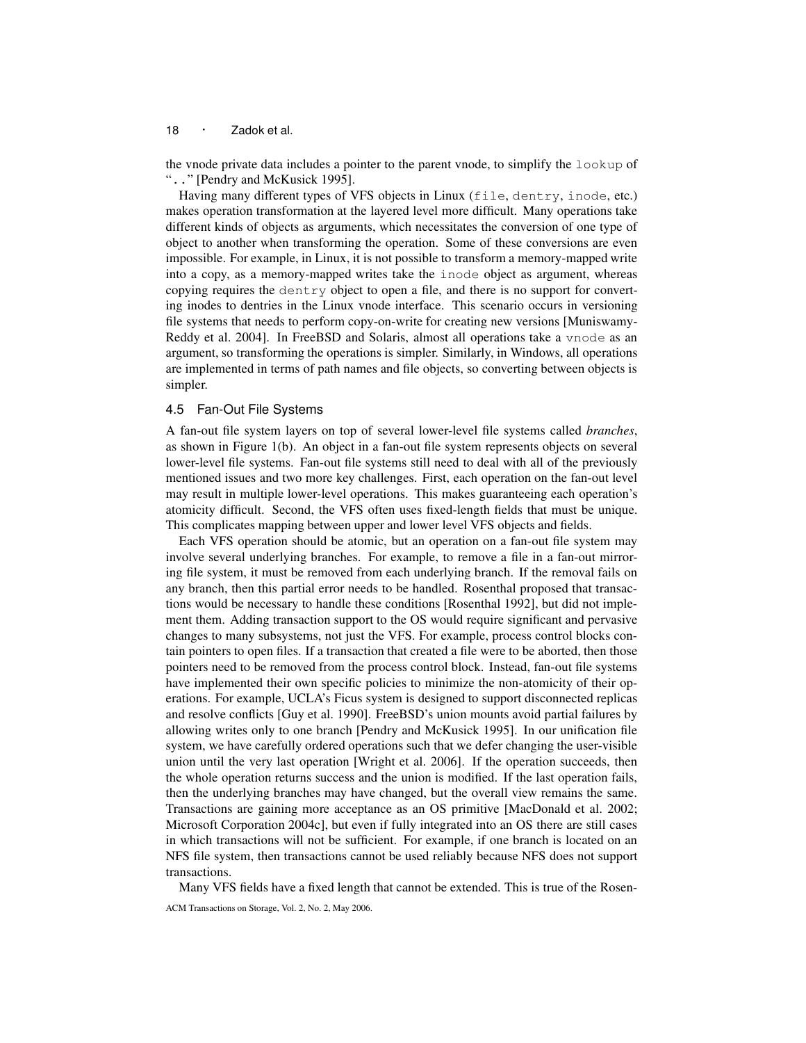the vnode private data includes a pointer to the parent vnode, to simplify the `lookup` of "`..`" [Pendry and McKusick 1995].

Having many different types of VFS objects in Linux (`file`, `dentry`, `inode`, etc.) makes operation transformation at the layered level more difficult. Many operations take different kinds of objects as arguments, which necessitates the conversion of one type of object to another when transforming the operation. Some of these conversions are even impossible. For example, in Linux, it is not possible to transform a memory-mapped write into a copy, as a memory-mapped writes take the `inode` object as argument, whereas copying requires the `dentry` object to open a file, and there is no support for converting inodes to dentries in the Linux vnode interface. This scenario occurs in versioning file systems that needs to perform copy-on-write for creating new versions [Muniswamy-Reddy et al. 2004]. In FreeBSD and Solaris, almost all operations take a `vnode` as an argument, so transforming the operations is simpler. Similarly, in Windows, all operations are implemented in terms of path names and file objects, so converting between objects is simpler.

### 4.5 Fan-Out File Systems

A fan-out file system layers on top of several lower-level file systems called *branches*, as shown in Figure 1(b). An object in a fan-out file system represents objects on several lower-level file systems. Fan-out file systems still need to deal with all of the previously mentioned issues and two more key challenges. First, each operation on the fan-out level may result in multiple lower-level operations. This makes guaranteeing each operation's atomicity difficult. Second, the VFS often uses fixed-length fields that must be unique. This complicates mapping between upper and lower level VFS objects and fields.

Each VFS operation should be atomic, but an operation on a fan-out file system may involve several underlying branches. For example, to remove a file in a fan-out mirroring file system, it must be removed from each underlying branch. If the removal fails on any branch, then this partial error needs to be handled. Rosenthal proposed that transactions would be necessary to handle these conditions [Rosenthal 1992], but did not implement them. Adding transaction support to the OS would require significant and pervasive changes to many subsystems, not just the VFS. For example, process control blocks contain pointers to open files. If a transaction that created a file were to be aborted, then those pointers need to be removed from the process control block. Instead, fan-out file systems have implemented their own specific policies to minimize the non-atomicity of their operations. For example, UCLA's Ficus system is designed to support disconnected replicas and resolve conflicts [Guy et al. 1990]. FreeBSD's union mounts avoid partial failures by allowing writes only to one branch [Pendry and McKusick 1995]. In our unification file system, we have carefully ordered operations such that we defer changing the user-visible union until the very last operation [Wright et al. 2006]. If the operation succeeds, then the whole operation returns success and the union is modified. If the last operation fails, then the underlying branches may have changed, but the overall view remains the same. Transactions are gaining more acceptance as an OS primitive [MacDonald et al. 2002; Microsoft Corporation 2004c], but even if fully integrated into an OS there are still cases in which transactions will not be sufficient. For example, if one branch is located on an NFS file system, then transactions cannot be used reliably because NFS does not support transactions.

Many VFS fields have a fixed length that cannot be extended. This is true of the Rosen-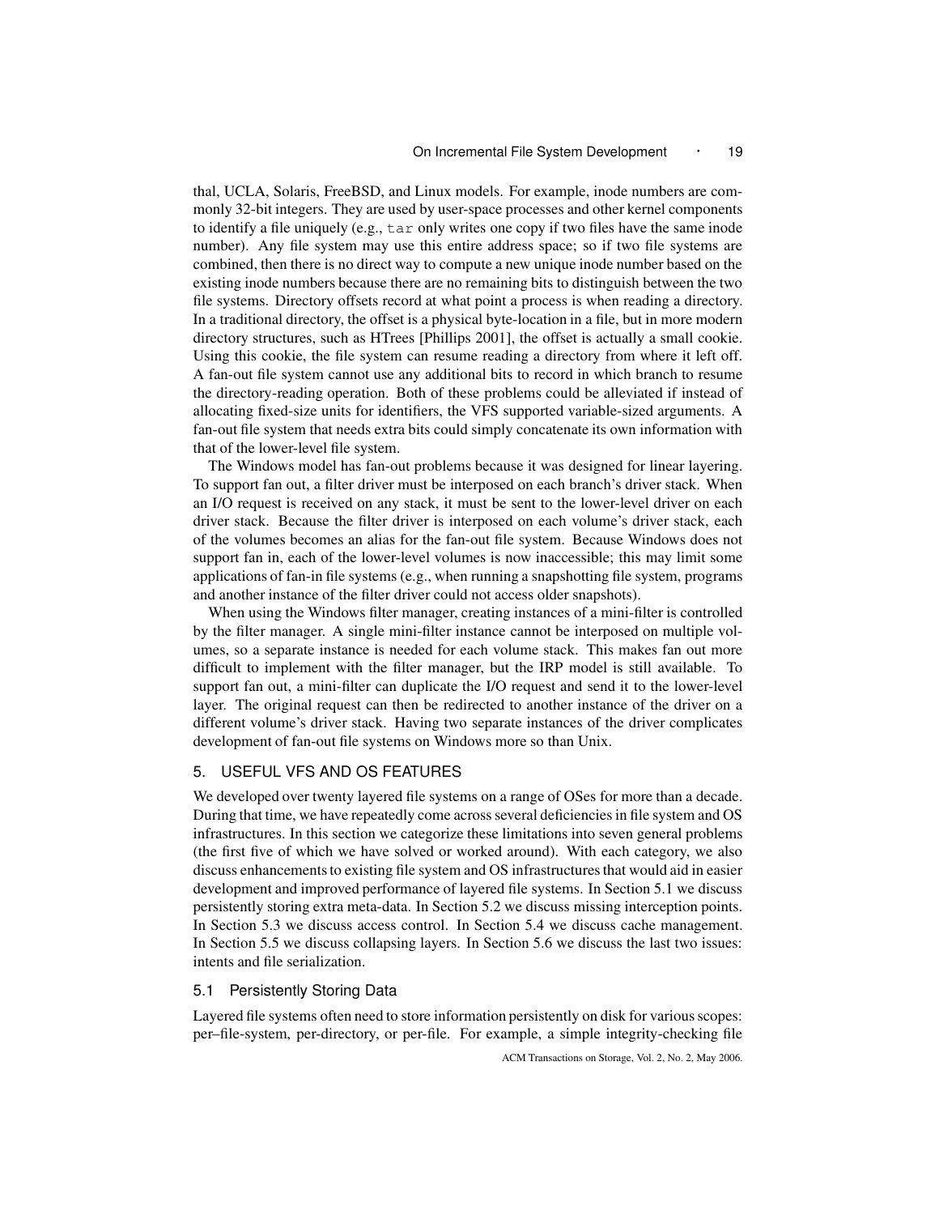thal, UCLA, Solaris, FreeBSD, and Linux models. For example, inode numbers are commonly 32-bit integers. They are used by user-space processes and other kernel components to identify a file uniquely (e.g., `tar` only writes one copy if two files have the same inode number). Any file system may use this entire address space; so if two file systems are combined, then there is no direct way to compute a new unique inode number based on the existing inode numbers because there are no remaining bits to distinguish between the two file systems. Directory offsets record at what point a process is when reading a directory. In a traditional directory, the offset is a physical byte-location in a file, but in more modern directory structures, such as HTrees [Phillips 2001], the offset is actually a small cookie. Using this cookie, the file system can resume reading a directory from where it left off. A fan-out file system cannot use any additional bits to record in which branch to resume the directory-reading operation. Both of these problems could be alleviated if instead of allocating fixed-size units for identifiers, the VFS supported variable-sized arguments. A fan-out file system that needs extra bits could simply concatenate its own information with that of the lower-level file system.

The Windows model has fan-out problems because it was designed for linear layering. To support fan out, a filter driver must be interposed on each branch's driver stack. When an I/O request is received on any stack, it must be sent to the lower-level driver on each driver stack. Because the filter driver is interposed on each volume's driver stack, each of the volumes becomes an alias for the fan-out file system. Because Windows does not support fan in, each of the lower-level volumes is now inaccessible; this may limit some applications of fan-in file systems (e.g., when running a snapshotting file system, programs and another instance of the filter driver could not access older snapshots).

When using the Windows filter manager, creating instances of a mini-filter is controlled by the filter manager. A single mini-filter instance cannot be interposed on multiple volumes, so a separate instance is needed for each volume stack. This makes fan out more difficult to implement with the filter manager, but the IRP model is still available. To support fan out, a mini-filter can duplicate the I/O request and send it to the lower-level layer. The original request can then be redirected to another instance of the driver on a different volume's driver stack. Having two separate instances of the driver complicates development of fan-out file systems on Windows more so than Unix.

## 5. USEFUL VFS AND OS FEATURES

We developed over twenty layered file systems on a range of OSes for more than a decade. During that time, we have repeatedly come across several deficiencies in file system and OS infrastructures. In this section we categorize these limitations into seven general problems (the first five of which we have solved or worked around). With each category, we also discuss enhancements to existing file system and OS infrastructures that would aid in easier development and improved performance of layered file systems. In Section 5.1 we discuss persistently storing extra meta-data. In Section 5.2 we discuss missing interception points. In Section 5.3 we discuss access control. In Section 5.4 we discuss cache management. In Section 5.5 we discuss collapsing layers. In Section 5.6 we discuss the last two issues: intents and file serialization.

### 5.1 Persistently Storing Data

Layered file systems often need to store information persistently on disk for various scopes: per–file-system, per-directory, or per-file. For example, a simple integrity-checking file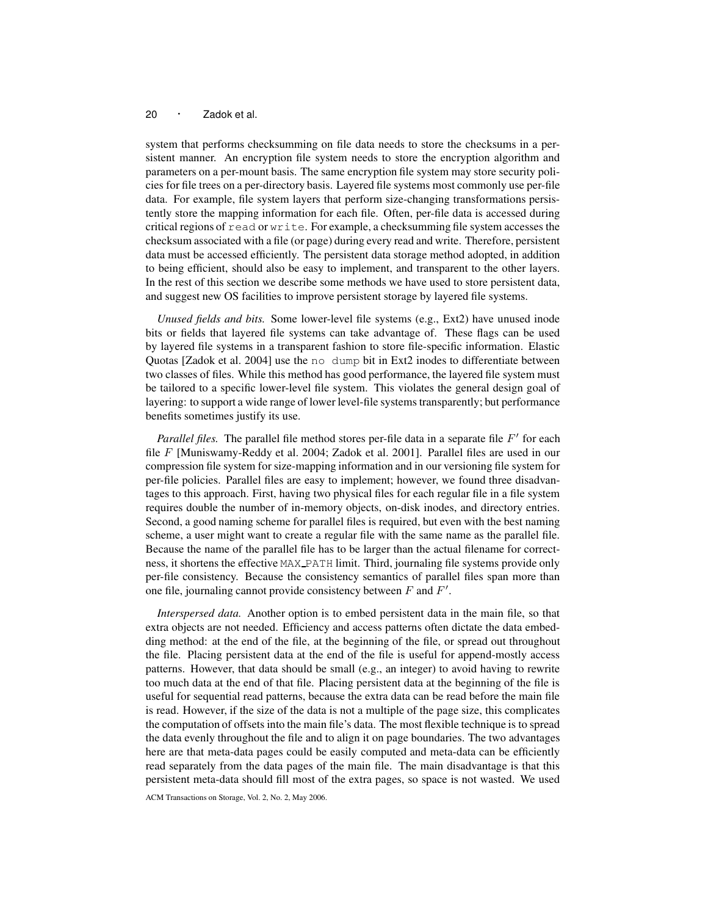system that performs checksumming on file data needs to store the checksums in a persistent manner. An encryption file system needs to store the encryption algorithm and parameters on a per-mount basis. The same encryption file system may store security policies for file trees on a per-directory basis. Layered file systems most commonly use per-file data. For example, file system layers that perform size-changing transformations persistently store the mapping information for each file. Often, per-file data is accessed during critical regions of `read` or `write`. For example, a checksumming file system accesses the checksum associated with a file (or page) during every read and write. Therefore, persistent data must be accessed efficiently. The persistent data storage method adopted, in addition to being efficient, should also be easy to implement, and transparent to the other layers. In the rest of this section we describe some methods we have used to store persistent data, and suggest new OS facilities to improve persistent storage by layered file systems.

*Unused fields and bits.* Some lower-level file systems (e.g., Ext2) have unused inode bits or fields that layered file systems can take advantage of. These flags can be used by layered file systems in a transparent fashion to store file-specific information. Elastic Quotas [Zadok et al. 2004] use the `no dump` bit in Ext2 inodes to differentiate between two classes of files. While this method has good performance, the layered file system must be tailored to a specific lower-level file system. This violates the general design goal of layering: to support a wide range of lower level-file systems transparently; but performance benefits sometimes justify its use.

*Parallel files.* The parallel file method stores per-file data in a separate file $F'$ for each file $F$ [Muniswamy-Reddy et al. 2004; Zadok et al. 2001]. Parallel files are used in our compression file system for size-mapping information and in our versioning file system for per-file policies. Parallel files are easy to implement; however, we found three disadvantages to this approach. First, having two physical files for each regular file in a file system requires double the number of in-memory objects, on-disk inodes, and directory entries. Second, a good naming scheme for parallel files is required, but even with the best naming scheme, a user might want to create a regular file with the same name as the parallel file. Because the name of the parallel file has to be larger than the actual filename for correctness, it shortens the effective `MAX_PATH` limit. Third, journaling file systems provide only per-file consistency. Because the consistency semantics of parallel files span more than one file, journaling cannot provide consistency between $F$ and $F'$.

*Interspersed data.* Another option is to embed persistent data in the main file, so that extra objects are not needed. Efficiency and access patterns often dictate the data embedding method: at the end of the file, at the beginning of the file, or spread out throughout the file. Placing persistent data at the end of the file is useful for append-mostly access patterns. However, that data should be small (e.g., an integer) to avoid having to rewrite too much data at the end of that file. Placing persistent data at the beginning of the file is useful for sequential read patterns, because the extra data can be read before the main file is read. However, if the size of the data is not a multiple of the page size, this complicates the computation of offsets into the main file's data. The most flexible technique is to spread the data evenly throughout the file and to align it on page boundaries. The two advantages here are that meta-data pages could be easily computed and meta-data can be efficiently read separately from the data pages of the main file. The main disadvantage is that this persistent meta-data should fill most of the extra pages, so space is not wasted. We used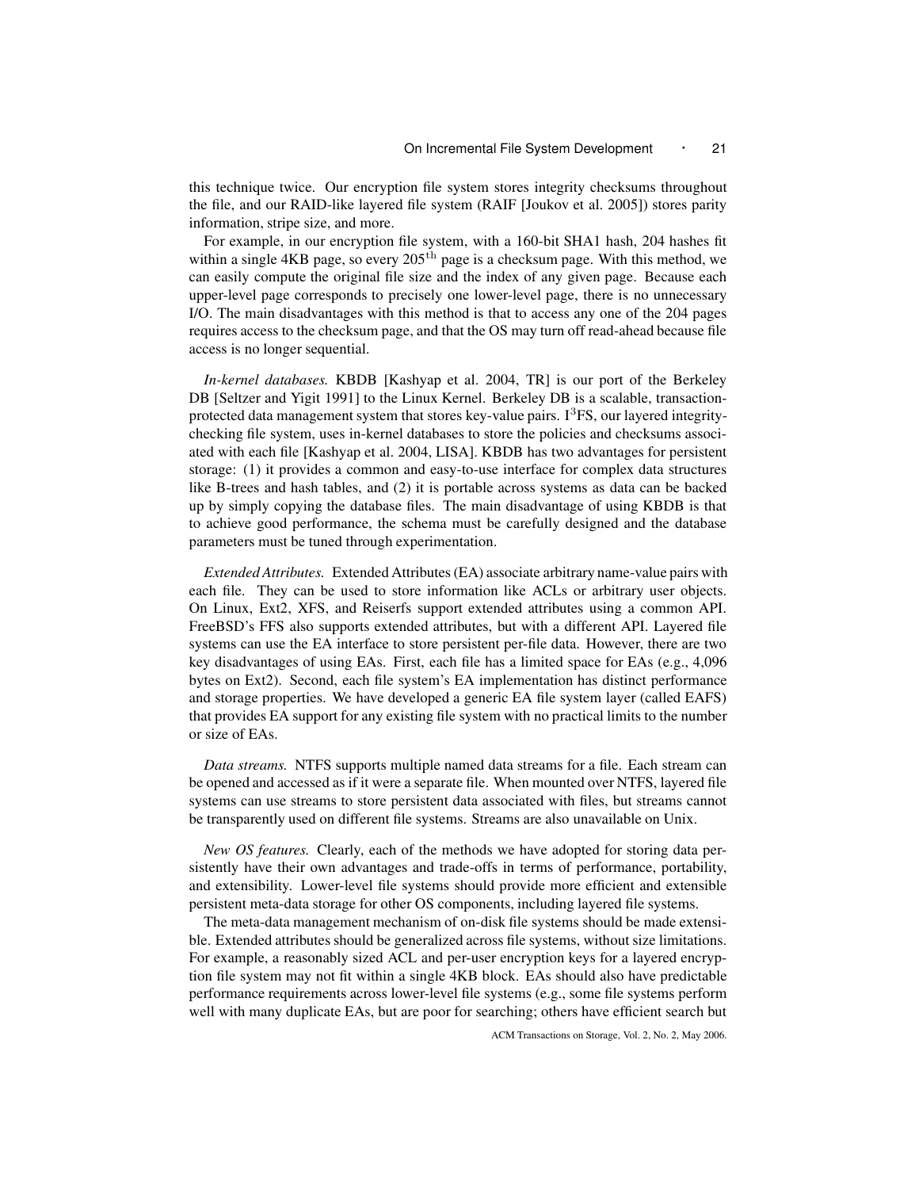this technique twice. Our encryption file system stores integrity checksums throughout the file, and our RAID-like layered file system (RAIF [Joukov et al. 2005]) stores parity information, stripe size, and more.

For example, in our encryption file system, with a 160-bit SHA1 hash, 204 hashes fit within a single 4KB page, so every $205^{\text{th}}$ page is a checksum page. With this method, we can easily compute the original file size and the index of any given page. Because each upper-level page corresponds to precisely one lower-level page, there is no unnecessary I/O. The main disadvantages with this method is that to access any one of the 204 pages requires access to the checksum page, and that the OS may turn off read-ahead because file access is no longer sequential.

*In-kernel databases.* KBDB [Kashyap et al. 2004, TR] is our port of the Berkeley DB [Seltzer and Yigit 1991] to the Linux Kernel. Berkeley DB is a scalable, transaction-protected data management system that stores key-value pairs. $I^3$FS, our layered integrity-checking file system, uses in-kernel databases to store the policies and checksums associated with each file [Kashyap et al. 2004, LISA]. KBDB has two advantages for persistent storage: (1) it provides a common and easy-to-use interface for complex data structures like B-trees and hash tables, and (2) it is portable across systems as data can be backed up by simply copying the database files. The main disadvantage of using KBDB is that to achieve good performance, the schema must be carefully designed and the database parameters must be tuned through experimentation.

*Extended Attributes.* Extended Attributes (EA) associate arbitrary name-value pairs with each file. They can be used to store information like ACLs or arbitrary user objects. On Linux, Ext2, XFS, and Reiserfs support extended attributes using a common API. FreeBSD's FFS also supports extended attributes, but with a different API. Layered file systems can use the EA interface to store persistent per-file data. However, there are two key disadvantages of using EAs. First, each file has a limited space for EAs (e.g., 4,096 bytes on Ext2). Second, each file system's EA implementation has distinct performance and storage properties. We have developed a generic EA file system layer (called EAFS) that provides EA support for any existing file system with no practical limits to the number or size of EAs.

*Data streams.* NTFS supports multiple named data streams for a file. Each stream can be opened and accessed as if it were a separate file. When mounted over NTFS, layered file systems can use streams to store persistent data associated with files, but streams cannot be transparently used on different file systems. Streams are also unavailable on Unix.

*New OS features.* Clearly, each of the methods we have adopted for storing data persistently have their own advantages and trade-offs in terms of performance, portability, and extensibility. Lower-level file systems should provide more efficient and extensible persistent meta-data storage for other OS components, including layered file systems.

The meta-data management mechanism of on-disk file systems should be made extensible. Extended attributes should be generalized across file systems, without size limitations. For example, a reasonably sized ACL and per-user encryption keys for a layered encryption file system may not fit within a single 4KB block. EAs should also have predictable performance requirements across lower-level file systems (e.g., some file systems perform well with many duplicate EAs, but are poor for searching; others have efficient search but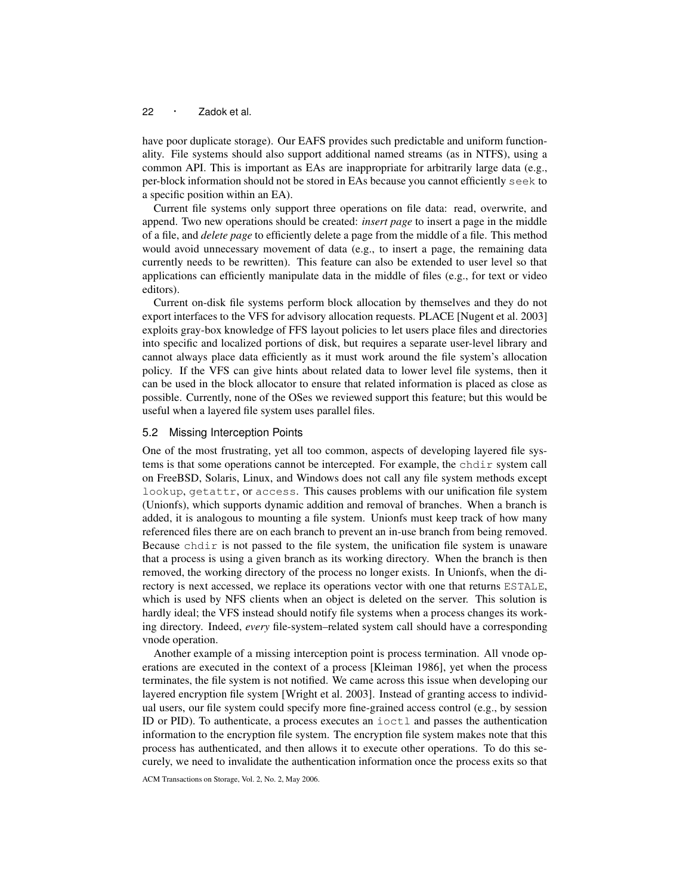have poor duplicate storage). Our EAFS provides such predictable and uniform functionality. File systems should also support additional named streams (as in NTFS), using a common API. This is important as EAs are inappropriate for arbitrarily large data (e.g., per-block information should not be stored in EAs because you cannot efficiently `seek` to a specific position within an EA).

Current file systems only support three operations on file data: read, overwrite, and append. Two new operations should be created: *insert page* to insert a page in the middle of a file, and *delete page* to efficiently delete a page from the middle of a file. This method would avoid unnecessary movement of data (e.g., to insert a page, the remaining data currently needs to be rewritten). This feature can also be extended to user level so that applications can efficiently manipulate data in the middle of files (e.g., for text or video editors).

Current on-disk file systems perform block allocation by themselves and they do not export interfaces to the VFS for advisory allocation requests. PLACE [Nugent et al. 2003] exploits gray-box knowledge of FFS layout policies to let users place files and directories into specific and localized portions of disk, but requires a separate user-level library and cannot always place data efficiently as it must work around the file system's allocation policy. If the VFS can give hints about related data to lower level file systems, then it can be used in the block allocator to ensure that related information is placed as close as possible. Currently, none of the OSes we reviewed support this feature; but this would be useful when a layered file system uses parallel files.

## 5.2 Missing Interception Points

One of the most frustrating, yet all too common, aspects of developing layered file systems is that some operations cannot be intercepted. For example, the `chdir` system call on FreeBSD, Solaris, Linux, and Windows does not call any file system methods except `lookup`, `getattr`, or `access`. This causes problems with our unification file system (Unionfs), which supports dynamic addition and removal of branches. When a branch is added, it is analogous to mounting a file system. Unionfs must keep track of how many referenced files there are on each branch to prevent an in-use branch from being removed. Because `chdir` is not passed to the file system, the unification file system is unaware that a process is using a given branch as its working directory. When the branch is then removed, the working directory of the process no longer exists. In Unionfs, when the directory is next accessed, we replace its operations vector with one that returns `ESTALE`, which is used by NFS clients when an object is deleted on the server. This solution is hardly ideal; the VFS instead should notify file systems when a process changes its working directory. Indeed, *every* file-system–related system call should have a corresponding vnode operation.

Another example of a missing interception point is process termination. All vnode operations are executed in the context of a process [Kleiman 1986], yet when the process terminates, the file system is not notified. We came across this issue when developing our layered encryption file system [Wright et al. 2003]. Instead of granting access to individual users, our file system could specify more fine-grained access control (e.g., by session ID or PID). To authenticate, a process executes an `ioctl` and passes the authentication information to the encryption file system. The encryption file system makes note that this process has authenticated, and then allows it to execute other operations. To do this securely, we need to invalidate the authentication information once the process exits so that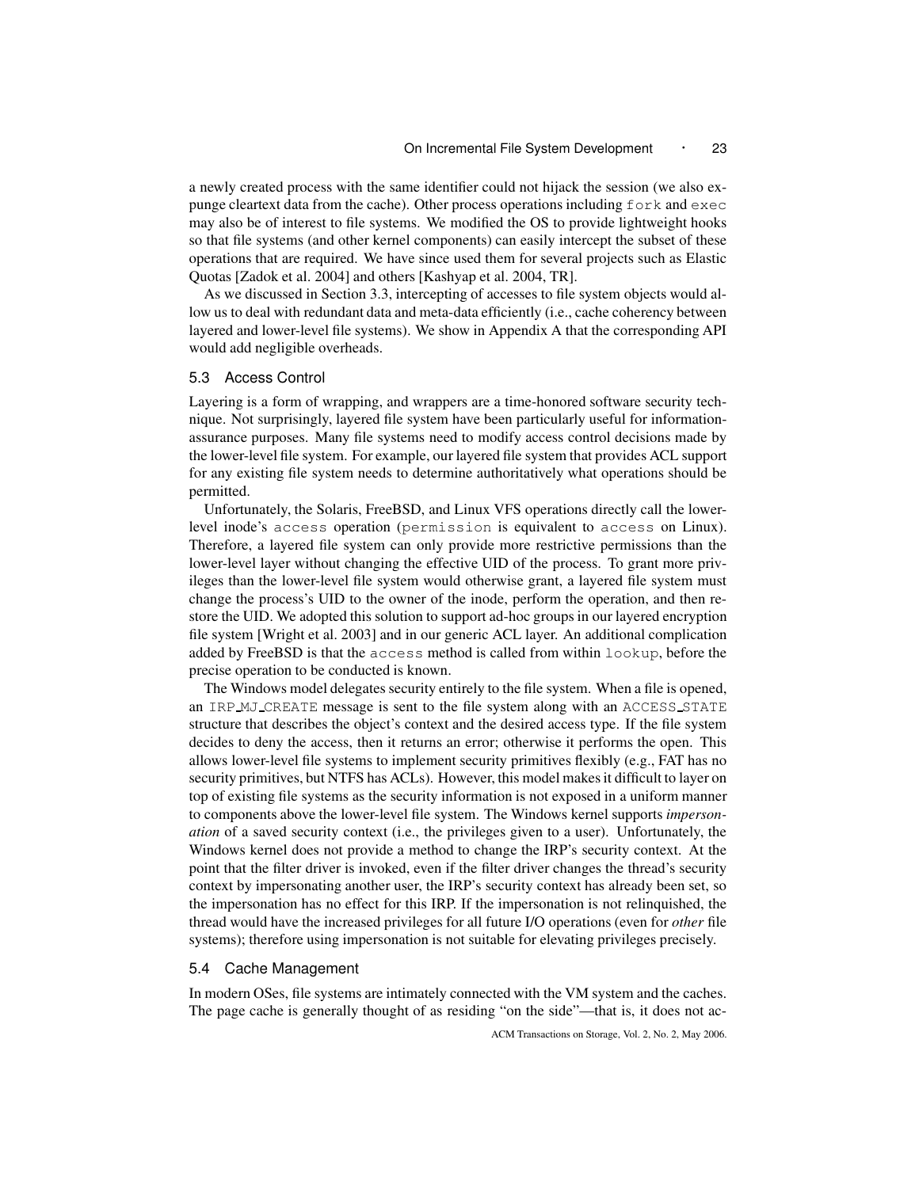a newly created process with the same identifier could not hijack the session (we also expunge cleartext data from the cache). Other process operations including `fork` and `exec` may also be of interest to file systems. We modified the OS to provide lightweight hooks so that file systems (and other kernel components) can easily intercept the subset of these operations that are required. We have since used them for several projects such as Elastic Quotas [Zadok et al. 2004] and others [Kashyap et al. 2004, TR].

As we discussed in Section 3.3, intercepting of accesses to file system objects would allow us to deal with redundant data and meta-data efficiently (i.e., cache coherency between layered and lower-level file systems). We show in Appendix A that the corresponding API would add negligible overheads.

## 5.3 Access Control

Layering is a form of wrapping, and wrappers are a time-honored software security technique. Not surprisingly, layered file system have been particularly useful for information-assurance purposes. Many file systems need to modify access control decisions made by the lower-level file system. For example, our layered file system that provides ACL support for any existing file system needs to determine authoritatively what operations should be permitted.

Unfortunately, the Solaris, FreeBSD, and Linux VFS operations directly call the lower-level inode's `access` operation (`permission` is equivalent to `access` on Linux). Therefore, a layered file system can only provide more restrictive permissions than the lower-level layer without changing the effective UID of the process. To grant more privileges than the lower-level file system would otherwise grant, a layered file system must change the process's UID to the owner of the inode, perform the operation, and then restore the UID. We adopted this solution to support ad-hoc groups in our layered encryption file system [Wright et al. 2003] and in our generic ACL layer. An additional complication added by FreeBSD is that the `access` method is called from within `lookup`, before the precise operation to be conducted is known.

The Windows model delegates security entirely to the file system. When a file is opened, an `IRP_MJ_CREATE` message is sent to the file system along with an `ACCESS_STATE` structure that describes the object's context and the desired access type. If the file system decides to deny the access, then it returns an error; otherwise it performs the open. This allows lower-level file systems to implement security primitives flexibly (e.g., FAT has no security primitives, but NTFS has ACLs). However, this model makes it difficult to layer on top of existing file systems as the security information is not exposed in a uniform manner to components above the lower-level file system. The Windows kernel supports *impersonation* of a saved security context (i.e., the privileges given to a user). Unfortunately, the Windows kernel does not provide a method to change the IRP's security context. At the point that the filter driver is invoked, even if the filter driver changes the thread's security context by impersonating another user, the IRP's security context has already been set, so the impersonation has no effect for this IRP. If the impersonation is not relinquished, the thread would have the increased privileges for all future I/O operations (even for *other* file systems); therefore using impersonation is not suitable for elevating privileges precisely.

## 5.4 Cache Management

In modern OSes, file systems are intimately connected with the VM system and the caches. The page cache is generally thought of as residing "on the side"—that is, it does not ac-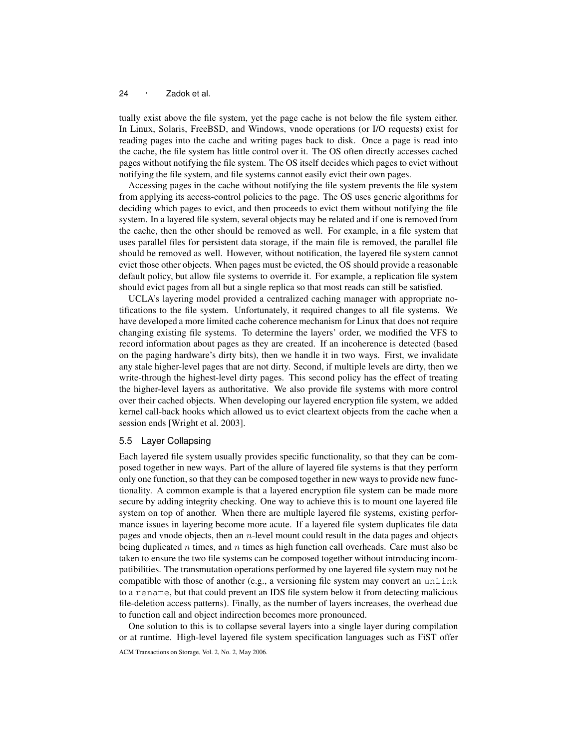tually exist above the file system, yet the page cache is not below the file system either. In Linux, Solaris, FreeBSD, and Windows, vnode operations (or I/O requests) exist for reading pages into the cache and writing pages back to disk. Once a page is read into the cache, the file system has little control over it. The OS often directly accesses cached pages without notifying the file system. The OS itself decides which pages to evict without notifying the file system, and file systems cannot easily evict their own pages.

Accessing pages in the cache without notifying the file system prevents the file system from applying its access-control policies to the page. The OS uses generic algorithms for deciding which pages to evict, and then proceeds to evict them without notifying the file system. In a layered file system, several objects may be related and if one is removed from the cache, then the other should be removed as well. For example, in a file system that uses parallel files for persistent data storage, if the main file is removed, the parallel file should be removed as well. However, without notification, the layered file system cannot evict those other objects. When pages must be evicted, the OS should provide a reasonable default policy, but allow file systems to override it. For example, a replication file system should evict pages from all but a single replica so that most reads can still be satisfied.

UCLA's layering model provided a centralized caching manager with appropriate notifications to the file system. Unfortunately, it required changes to all file systems. We have developed a more limited cache coherence mechanism for Linux that does not require changing existing file systems. To determine the layers' order, we modified the VFS to record information about pages as they are created. If an incoherence is detected (based on the paging hardware's dirty bits), then we handle it in two ways. First, we invalidate any stale higher-level pages that are not dirty. Second, if multiple levels are dirty, then we write-through the highest-level dirty pages. This second policy has the effect of treating the higher-level layers as authoritative. We also provide file systems with more control over their cached objects. When developing our layered encryption file system, we added kernel call-back hooks which allowed us to evict cleartext objects from the cache when a session ends [Wright et al. 2003].

### 5.5 Layer Collapsing

Each layered file system usually provides specific functionality, so that they can be composed together in new ways. Part of the allure of layered file systems is that they perform only one function, so that they can be composed together in new ways to provide new functionality. A common example is that a layered encryption file system can be made more secure by adding integrity checking. One way to achieve this is to mount one layered file system on top of another. When there are multiple layered file systems, existing performance issues in layering become more acute. If a layered file system duplicates file data pages and vnode objects, then an $n$-level mount could result in the data pages and objects being duplicated $n$ times, and $n$ times as high function call overheads. Care must also be taken to ensure the two file systems can be composed together without introducing incompatibilities. The transmutation operations performed by one layered file system may not be compatible with those of another (e.g., a versioning file system may convert an `unlink` to a `rename`, but that could prevent an IDS file system below it from detecting malicious file-deletion access patterns). Finally, as the number of layers increases, the overhead due to function call and object indirection becomes more pronounced.

One solution to this is to collapse several layers into a single layer during compilation or at runtime. High-level layered file system specification languages such as FiST offer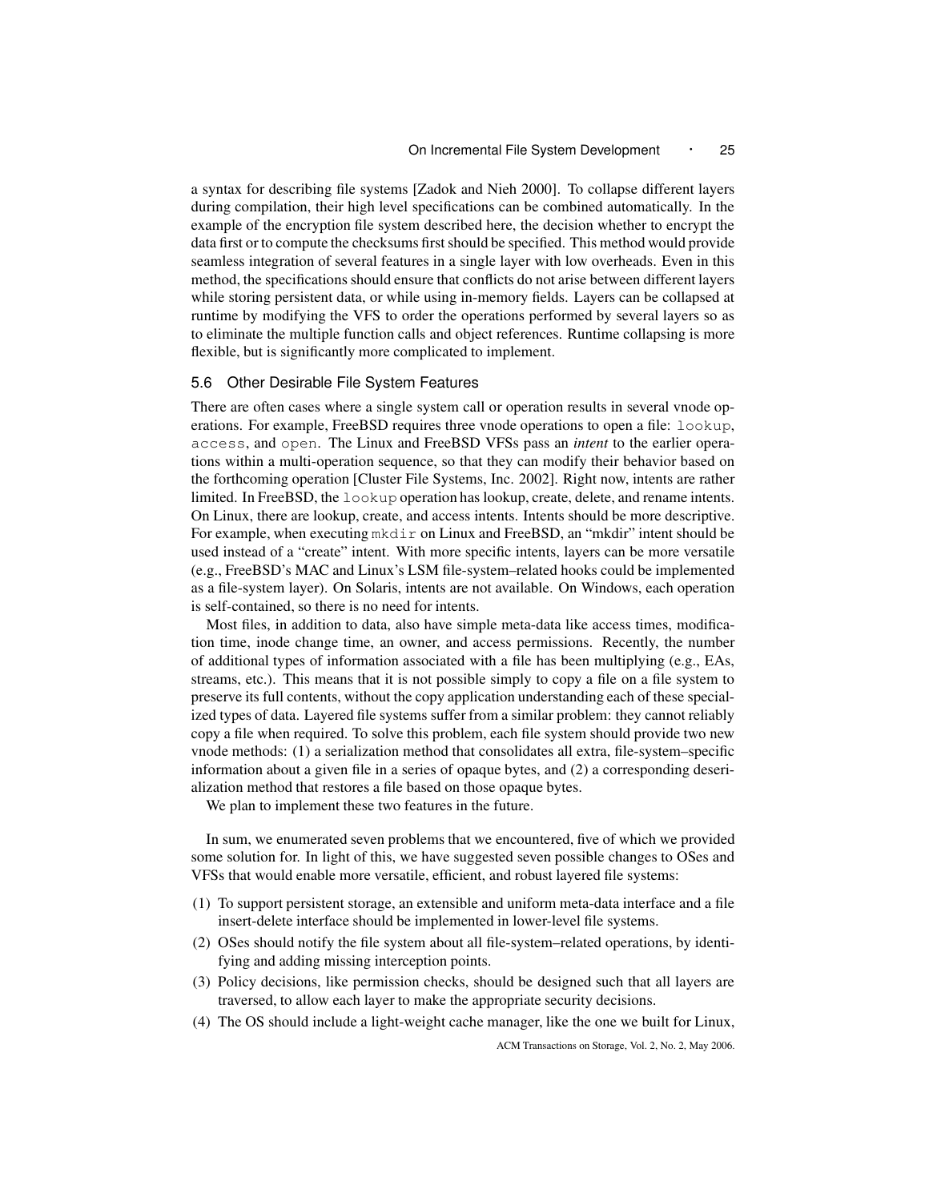a syntax for describing file systems [Zadok and Nieh 2000]. To collapse different layers during compilation, their high level specifications can be combined automatically. In the example of the encryption file system described here, the decision whether to encrypt the data first or to compute the checksums first should be specified. This method would provide seamless integration of several features in a single layer with low overheads. Even in this method, the specifications should ensure that conflicts do not arise between different layers while storing persistent data, or while using in-memory fields. Layers can be collapsed at runtime by modifying the VFS to order the operations performed by several layers so as to eliminate the multiple function calls and object references. Runtime collapsing is more flexible, but is significantly more complicated to implement.

### 5.6 Other Desirable File System Features

There are often cases where a single system call or operation results in several vnode operations. For example, FreeBSD requires three vnode operations to open a file: `lookup`, `access`, and `open`. The Linux and FreeBSD VFSs pass an *intent* to the earlier operations within a multi-operation sequence, so that they can modify their behavior based on the forthcoming operation [Cluster File Systems, Inc. 2002]. Right now, intents are rather limited. In FreeBSD, the `lookup` operation has lookup, create, delete, and rename intents. On Linux, there are lookup, create, and access intents. Intents should be more descriptive. For example, when executing `mkdir` on Linux and FreeBSD, an "mkdir" intent should be used instead of a "create" intent. With more specific intents, layers can be more versatile (e.g., FreeBSD's MAC and Linux's LSM file-system–related hooks could be implemented as a file-system layer). On Solaris, intents are not available. On Windows, each operation is self-contained, so there is no need for intents.

Most files, in addition to data, also have simple meta-data like access times, modification time, inode change time, an owner, and access permissions. Recently, the number of additional types of information associated with a file has been multiplying (e.g., EAs, streams, etc.). This means that it is not possible simply to copy a file on a file system to preserve its full contents, without the copy application understanding each of these specialized types of data. Layered file systems suffer from a similar problem: they cannot reliably copy a file when required. To solve this problem, each file system should provide two new vnode methods: (1) a serialization method that consolidates all extra, file-system–specific information about a given file in a series of opaque bytes, and (2) a corresponding deserialization method that restores a file based on those opaque bytes.

We plan to implement these two features in the future.

In sum, we enumerated seven problems that we encountered, five of which we provided some solution for. In light of this, we have suggested seven possible changes to OSes and VFSs that would enable more versatile, efficient, and robust layered file systems:

(1) To support persistent storage, an extensible and uniform meta-data interface and a file insert-delete interface should be implemented in lower-level file systems.

(2) OSes should notify the file system about all file-system–related operations, by identifying and adding missing interception points.

(3) Policy decisions, like permission checks, should be designed such that all layers are traversed, to allow each layer to make the appropriate security decisions.

(4) The OS should include a light-weight cache manager, like the one we built for Linux,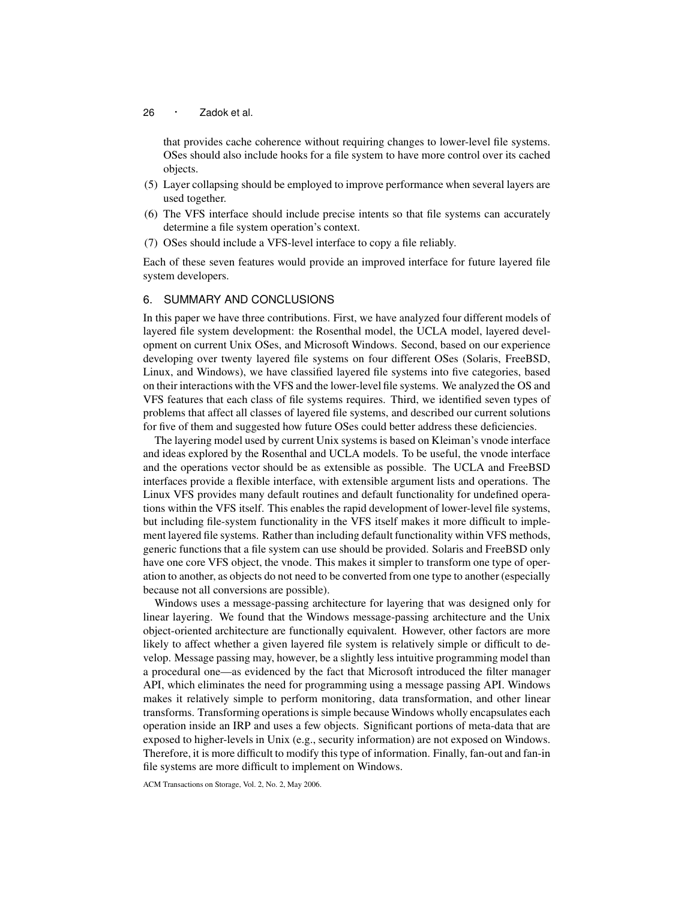that provides cache coherence without requiring changes to lower-level file systems. OSes should also include hooks for a file system to have more control over its cached objects.

(5) Layer collapsing should be employed to improve performance when several layers are used together.

(6) The VFS interface should include precise intents so that file systems can accurately determine a file system operation's context.

(7) OSes should include a VFS-level interface to copy a file reliably.

Each of these seven features would provide an improved interface for future layered file system developers.

## 6. SUMMARY AND CONCLUSIONS

In this paper we have three contributions. First, we have analyzed four different models of layered file system development: the Rosenthal model, the UCLA model, layered development on current Unix OSes, and Microsoft Windows. Second, based on our experience developing over twenty layered file systems on four different OSes (Solaris, FreeBSD, Linux, and Windows), we have classified layered file systems into five categories, based on their interactions with the VFS and the lower-level file systems. We analyzed the OS and VFS features that each class of file systems requires. Third, we identified seven types of problems that affect all classes of layered file systems, and described our current solutions for five of them and suggested how future OSes could better address these deficiencies.

The layering model used by current Unix systems is based on Kleiman's vnode interface and ideas explored by the Rosenthal and UCLA models. To be useful, the vnode interface and the operations vector should be as extensible as possible. The UCLA and FreeBSD interfaces provide a flexible interface, with extensible argument lists and operations. The Linux VFS provides many default routines and default functionality for undefined operations within the VFS itself. This enables the rapid development of lower-level file systems, but including file-system functionality in the VFS itself makes it more difficult to implement layered file systems. Rather than including default functionality within VFS methods, generic functions that a file system can use should be provided. Solaris and FreeBSD only have one core VFS object, the vnode. This makes it simpler to transform one type of operation to another, as objects do not need to be converted from one type to another (especially because not all conversions are possible).

Windows uses a message-passing architecture for layering that was designed only for linear layering. We found that the Windows message-passing architecture and the Unix object-oriented architecture are functionally equivalent. However, other factors are more likely to affect whether a given layered file system is relatively simple or difficult to develop. Message passing may, however, be a slightly less intuitive programming model than a procedural one—as evidenced by the fact that Microsoft introduced the filter manager API, which eliminates the need for programming using a message passing API. Windows makes it relatively simple to perform monitoring, data transformation, and other linear transforms. Transforming operations is simple because Windows wholly encapsulates each operation inside an IRP and uses a few objects. Significant portions of meta-data that are exposed to higher-levels in Unix (e.g., security information) are not exposed on Windows. Therefore, it is more difficult to modify this type of information. Finally, fan-out and fan-in file systems are more difficult to implement on Windows.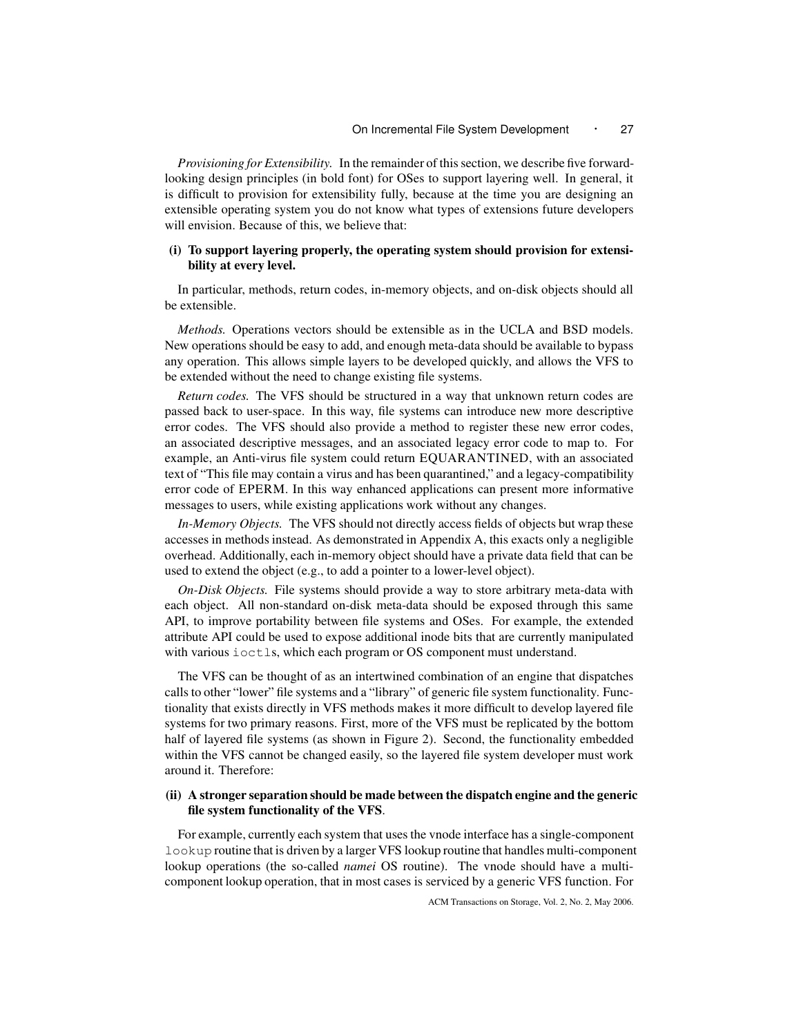*Provisioning for Extensibility.* In the remainder of this section, we describe five forward-looking design principles (in bold font) for OSes to support layering well. In general, it is difficult to provision for extensibility fully, because at the time you are designing an extensible operating system you do not know what types of extensions future developers will envision. Because of this, we believe that:

**(i) To support layering properly, the operating system should provision for extensibility at every level.**

In particular, methods, return codes, in-memory objects, and on-disk objects should all be extensible.

*Methods.* Operations vectors should be extensible as in the UCLA and BSD models. New operations should be easy to add, and enough meta-data should be available to bypass any operation. This allows simple layers to be developed quickly, and allows the VFS to be extended without the need to change existing file systems.

*Return codes.* The VFS should be structured in a way that unknown return codes are passed back to user-space. In this way, file systems can introduce new more descriptive error codes. The VFS should also provide a method to register these new error codes, an associated descriptive messages, and an associated legacy error code to map to. For example, an Anti-virus file system could return EQUARANTINED, with an associated text of "This file may contain a virus and has been quarantined," and a legacy-compatibility error code of EPERM. In this way enhanced applications can present more informative messages to users, while existing applications work without any changes.

*In-Memory Objects.* The VFS should not directly access fields of objects but wrap these accesses in methods instead. As demonstrated in Appendix A, this exacts only a negligible overhead. Additionally, each in-memory object should have a private data field that can be used to extend the object (e.g., to add a pointer to a lower-level object).

*On-Disk Objects.* File systems should provide a way to store arbitrary meta-data with each object. All non-standard on-disk meta-data should be exposed through this same API, to improve portability between file systems and OSes. For example, the extended attribute API could be used to expose additional inode bits that are currently manipulated with various `ioctl`s, which each program or OS component must understand.

The VFS can be thought of as an intertwined combination of an engine that dispatches calls to other "lower" file systems and a "library" of generic file system functionality. Functionality that exists directly in VFS methods makes it more difficult to develop layered file systems for two primary reasons. First, more of the VFS must be replicated by the bottom half of layered file systems (as shown in Figure 2). Second, the functionality embedded within the VFS cannot be changed easily, so the layered file system developer must work around it. Therefore:

**(ii) A stronger separation should be made between the dispatch engine and the generic file system functionality of the VFS.**

For example, currently each system that uses the vnode interface has a single-component `lookup` routine that is driven by a larger VFS lookup routine that handles multi-component lookup operations (the so-called *namei* OS routine). The vnode should have a multi-component lookup operation, that in most cases is serviced by a generic VFS function. For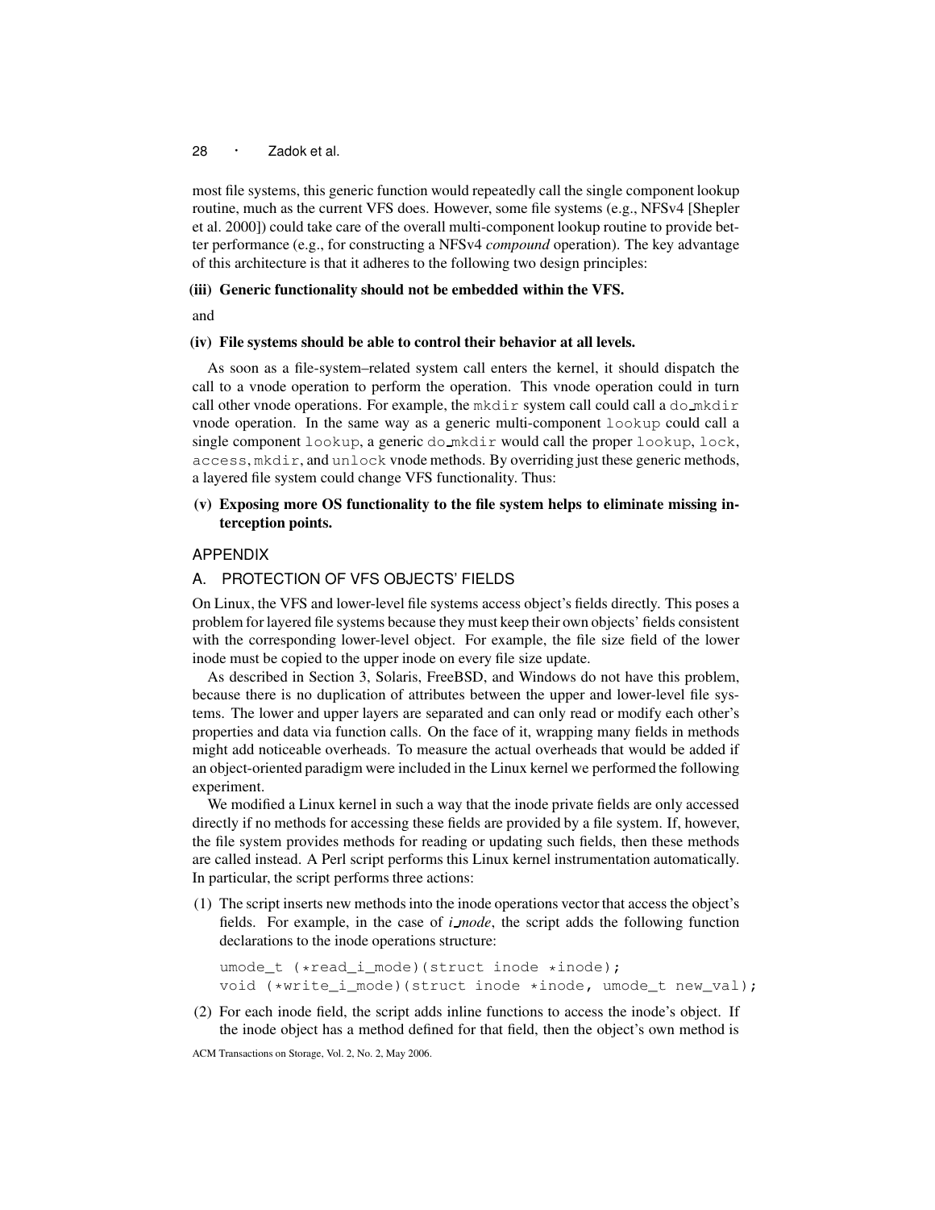most file systems, this generic function would repeatedly call the single component lookup routine, much as the current VFS does. However, some file systems (e.g., NFSv4 [Shepler et al. 2000]) could take care of the overall multi-component lookup routine to provide better performance (e.g., for constructing a NFSv4 *compound* operation). The key advantage of this architecture is that it adheres to the following two design principles:

**(iii) Generic functionality should not be embedded within the VFS.**

and

**(iv) File systems should be able to control their behavior at all levels.**

As soon as a file-system–related system call enters the kernel, it should dispatch the call to a vnode operation to perform the operation. This vnode operation could in turn call other vnode operations. For example, the `mkdir` system call could call a `do_mkdir` vnode operation. In the same way as a generic multi-component `lookup` could call a single component `lookup`, a generic `do_mkdir` would call the proper `lookup`, `lock`, `access`, `mkdir`, and `unlock` vnode methods. By overriding just these generic methods, a layered file system could change VFS functionality. Thus:

**(v) Exposing more OS functionality to the file system helps to eliminate missing interception points.**

## APPENDIX

## A. PROTECTION OF VFS OBJECTS' FIELDS

On Linux, the VFS and lower-level file systems access object's fields directly. This poses a problem for layered file systems because they must keep their own objects' fields consistent with the corresponding lower-level object. For example, the file size field of the lower inode must be copied to the upper inode on every file size update.

As described in Section 3, Solaris, FreeBSD, and Windows do not have this problem, because there is no duplication of attributes between the upper and lower-level file systems. The lower and upper layers are separated and can only read or modify each other's properties and data via function calls. On the face of it, wrapping many fields in methods might add noticeable overheads. To measure the actual overheads that would be added if an object-oriented paradigm were included in the Linux kernel we performed the following experiment.

We modified a Linux kernel in such a way that the inode private fields are only accessed directly if no methods for accessing these fields are provided by a file system. If, however, the file system provides methods for reading or updating such fields, then these methods are called instead. A Perl script performs this Linux kernel instrumentation automatically. In particular, the script performs three actions:

(1) The script inserts new methods into the inode operations vector that access the object's fields. For example, in the case of *i_mode*, the script adds the following function declarations to the inode operations structure:

```
umode_t (*read_i_mode)(struct inode *inode);
void (*write_i_mode)(struct inode *inode, umode_t new_val);
```

(2) For each inode field, the script adds inline functions to access the inode's object. If the inode object has a method defined for that field, then the object's own method is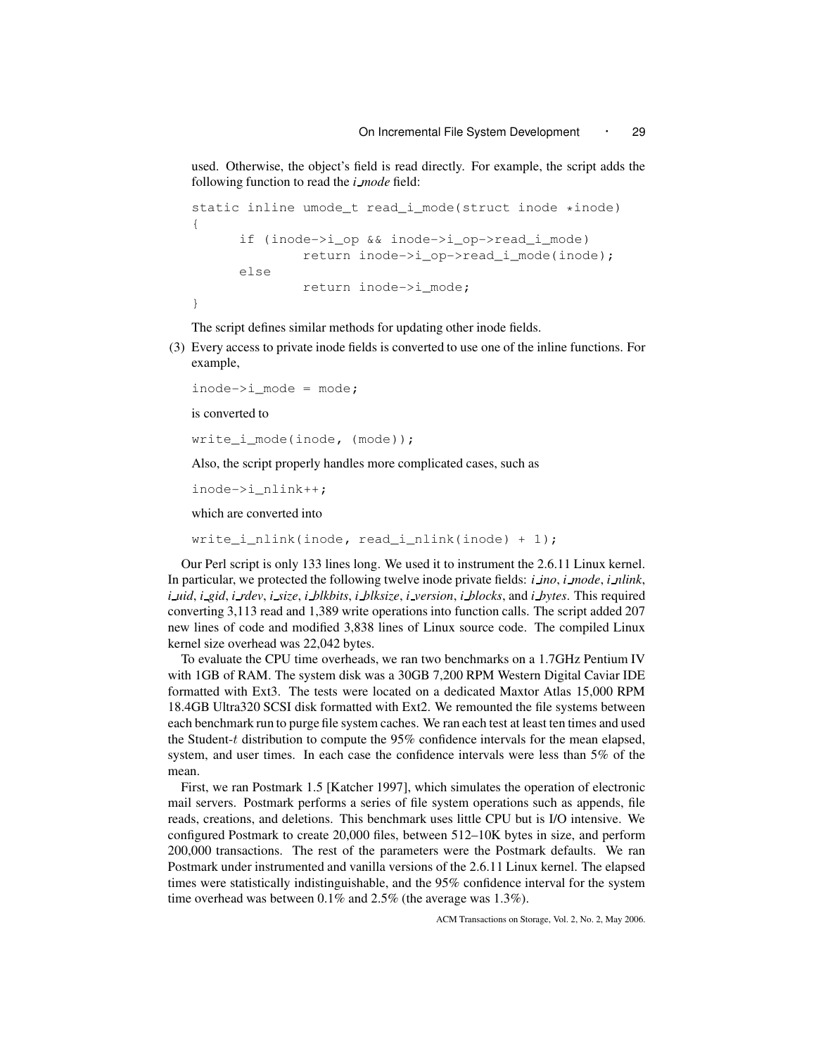used. Otherwise, the object's field is read directly. For example, the script adds the following function to read the *i_mode* field:

```
static inline umode_t read_i_mode(struct inode *inode)
{
      if (inode->i_op && inode->i_op->read_i_mode)
              return inode->i_op->read_i_mode(inode);
      else
              return inode->i_mode;
}
```

The script defines similar methods for updating other inode fields.

(3) Every access to private inode fields is converted to use one of the inline functions. For example,

```
inode->i_mode = mode;
```

is converted to

```
write_i_mode(inode, (mode));
```

Also, the script properly handles more complicated cases, such as

```
inode->i_nlink++;
```

which are converted into

```
write_i_nlink(inode, read_i_nlink(inode) + 1);
```

Our Perl script is only 133 lines long. We used it to instrument the 2.6.11 Linux kernel. In particular, we protected the following twelve inode private fields: *i_ino*, *i_mode*, *i_nlink*, *i_uid*, *i_gid*, *i_rdev*, *i_size*, *i_blkbits*, *i_blksize*, *i_version*, *i_blocks*, and *i_bytes*. This required converting 3,113 read and 1,389 write operations into function calls. The script added 207 new lines of code and modified 3,838 lines of Linux source code. The compiled Linux kernel size overhead was 22,042 bytes.

To evaluate the CPU time overheads, we ran two benchmarks on a 1.7GHz Pentium IV with 1GB of RAM. The system disk was a 30GB 7,200 RPM Western Digital Caviar IDE formatted with Ext3. The tests were located on a dedicated Maxtor Atlas 15,000 RPM 18.4GB Ultra320 SCSI disk formatted with Ext2. We remounted the file systems between each benchmark run to purge file system caches. We ran each test at least ten times and used the Student-$t$ distribution to compute the 95% confidence intervals for the mean elapsed, system, and user times. In each case the confidence intervals were less than 5% of the mean.

First, we ran Postmark 1.5 [Katcher 1997], which simulates the operation of electronic mail servers. Postmark performs a series of file system operations such as appends, file reads, creations, and deletions. This benchmark uses little CPU but is I/O intensive. We configured Postmark to create 20,000 files, between 512–10K bytes in size, and perform 200,000 transactions. The rest of the parameters were the Postmark defaults. We ran Postmark under instrumented and vanilla versions of the 2.6.11 Linux kernel. The elapsed times were statistically indistinguishable, and the 95% confidence interval for the system time overhead was between 0.1% and 2.5% (the average was 1.3%).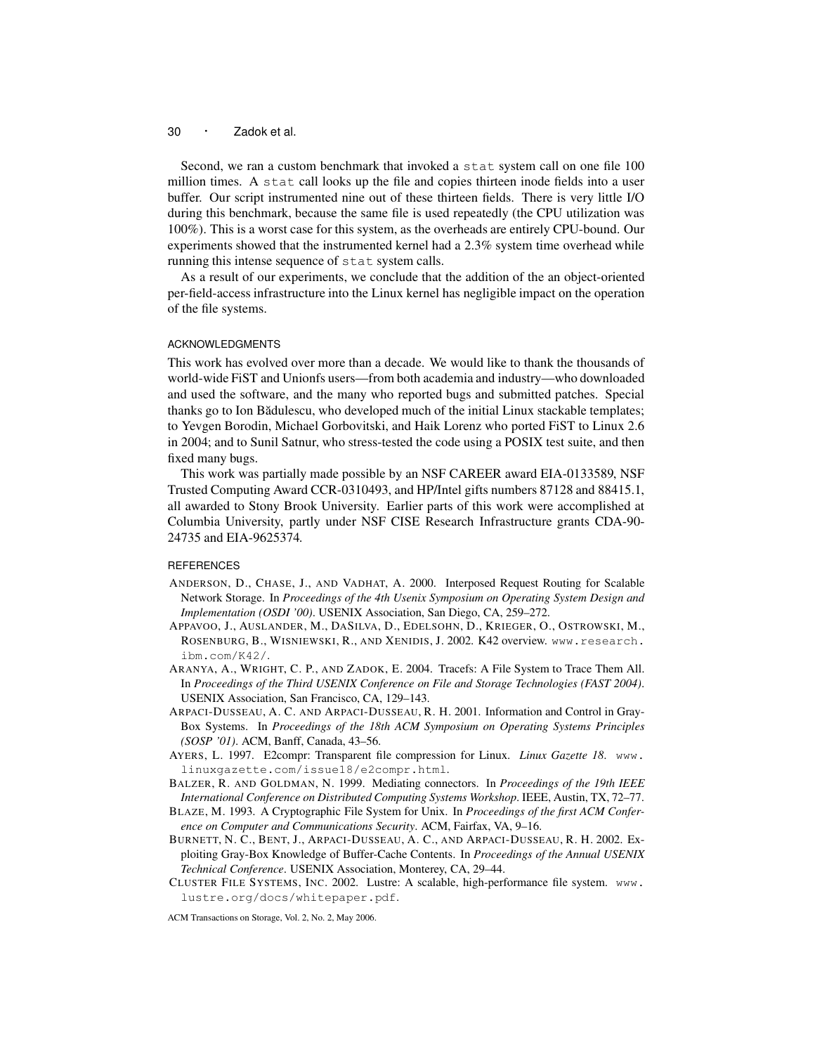Second, we ran a custom benchmark that invoked a `stat` system call on one file 100 million times. A `stat` call looks up the file and copies thirteen inode fields into a user buffer. Our script instrumented nine out of these thirteen fields. There is very little I/O during this benchmark, because the same file is used repeatedly (the CPU utilization was 100%). This is a worst case for this system, as the overheads are entirely CPU-bound. Our experiments showed that the instrumented kernel had a 2.3% system time overhead while running this intense sequence of `stat` system calls.

As a result of our experiments, we conclude that the addition of the an object-oriented per-field-access infrastructure into the Linux kernel has negligible impact on the operation of the file systems.

## ACKNOWLEDGMENTS

This work has evolved over more than a decade. We would like to thank the thousands of world-wide FiST and Unionfs users—from both academia and industry—who downloaded and used the software, and the many who reported bugs and submitted patches. Special thanks go to Ion Bădulescu, who developed much of the initial Linux stackable templates; to Yevgen Borodin, Michael Gorbovitski, and Haik Lorenz who ported FiST to Linux 2.6 in 2004; and to Sunil Satnur, who stress-tested the code using a POSIX test suite, and then fixed many bugs.

This work was partially made possible by an NSF CAREER award EIA-0133589, NSF Trusted Computing Award CCR-0310493, and HP/Intel gifts numbers 87128 and 88415.1, all awarded to Stony Brook University. Earlier parts of this work were accomplished at Columbia University, partly under NSF CISE Research Infrastructure grants CDA-90-24735 and EIA-9625374.

## REFERENCES

ANDERSON, D., CHASE, J., AND VADHAT, A. 2000. Interposed Request Routing for Scalable Network Storage. In *Proceedings of the 4th Usenix Symposium on Operating System Design and Implementation (OSDI '00)*. USENIX Association, San Diego, CA, 259–272.

APPAVOO, J., AUSLANDER, M., DASILVA, D., EDELSOHN, D., KRIEGER, O., OSTROWSKI, M., ROSENBURG, B., WISNIEWSKI, R., AND XENIDIS, J. 2002. K42 overview. `www.research.ibm.com/K42/`.

ARANYA, A., WRIGHT, C. P., AND ZADOK, E. 2004. Tracefs: A File System to Trace Them All. In *Proceedings of the Third USENIX Conference on File and Storage Technologies (FAST 2004)*. USENIX Association, San Francisco, CA, 129–143.

ARPACI-DUSSEAU, A. C. AND ARPACI-DUSSEAU, R. H. 2001. Information and Control in Gray-Box Systems. In *Proceedings of the 18th ACM Symposium on Operating Systems Principles (SOSP '01)*. ACM, Banff, Canada, 43–56.

AYERS, L. 1997. E2compr: Transparent file compression for Linux. *Linux Gazette 18*. `www.linuxgazette.com/issue18/e2compr.html`.

BALZER, R. AND GOLDMAN, N. 1999. Mediating connectors. In *Proceedings of the 19th IEEE International Conference on Distributed Computing Systems Workshop*. IEEE, Austin, TX, 72–77.

BLAZE, M. 1993. A Cryptographic File System for Unix. In *Proceedings of the first ACM Conference on Computer and Communications Security*. ACM, Fairfax, VA, 9–16.

BURNETT, N. C., BENT, J., ARPACI-DUSSEAU, A. C., AND ARPACI-DUSSEAU, R. H. 2002. Exploiting Gray-Box Knowledge of Buffer-Cache Contents. In *Proceedings of the Annual USENIX Technical Conference*. USENIX Association, Monterey, CA, 29–44.

CLUSTER FILE SYSTEMS, INC. 2002. Lustre: A scalable, high-performance file system. `www.lustre.org/docs/whitepaper.pdf`.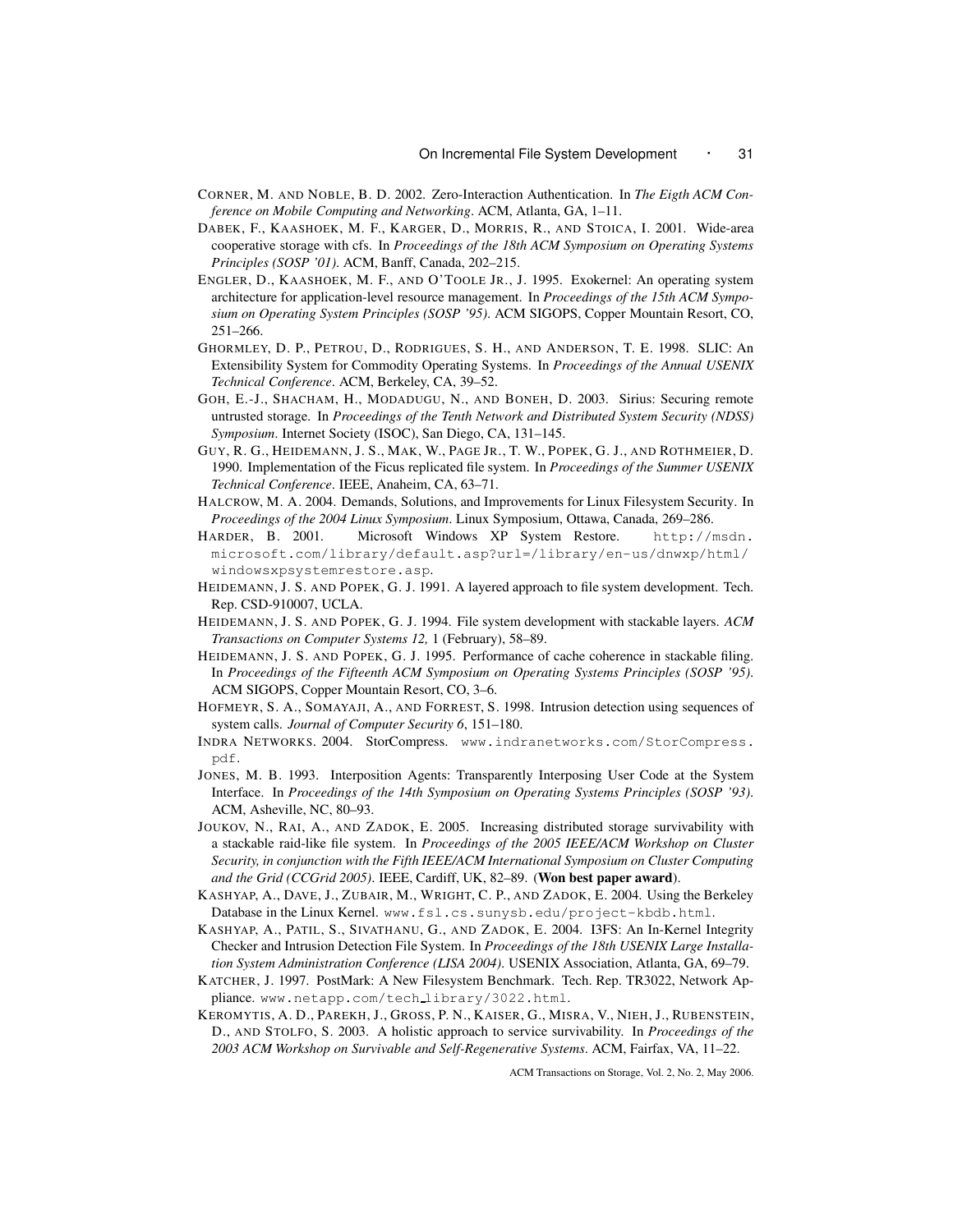CORNER, M. AND NOBLE, B. D. 2002. Zero-Interaction Authentication. In *The Eigth ACM Conference on Mobile Computing and Networking*. ACM, Atlanta, GA, 1–11.

DABEK, F., KAASHOEK, M. F., KARGER, D., MORRIS, R., AND STOICA, I. 2001. Wide-area cooperative storage with cfs. In *Proceedings of the 18th ACM Symposium on Operating Systems Principles (SOSP '01)*. ACM, Banff, Canada, 202–215.

ENGLER, D., KAASHOEK, M. F., AND O'TOOLE JR., J. 1995. Exokernel: An operating system architecture for application-level resource management. In *Proceedings of the 15th ACM Symposium on Operating System Principles (SOSP '95)*. ACM SIGOPS, Copper Mountain Resort, CO, 251–266.

GHORMLEY, D. P., PETROU, D., RODRIGUES, S. H., AND ANDERSON, T. E. 1998. SLIC: An Extensibility System for Commodity Operating Systems. In *Proceedings of the Annual USENIX Technical Conference*. ACM, Berkeley, CA, 39–52.

GOH, E.-J., SHACHAM, H., MODADUGU, N., AND BONEH, D. 2003. Sirius: Securing remote untrusted storage. In *Proceedings of the Tenth Network and Distributed System Security (NDSS) Symposium*. Internet Society (ISOC), San Diego, CA, 131–145.

GUY, R. G., HEIDEMANN, J. S., MAK, W., PAGE JR., T. W., POPEK, G. J., AND ROTHMEIER, D. 1990. Implementation of the Ficus replicated file system. In *Proceedings of the Summer USENIX Technical Conference*. IEEE, Anaheim, CA, 63–71.

HALCROW, M. A. 2004. Demands, Solutions, and Improvements for Linux Filesystem Security. In *Proceedings of the 2004 Linux Symposium*. Linux Symposium, Ottawa, Canada, 269–286.

HARDER, B. 2001. Microsoft Windows XP System Restore. `http://msdn.microsoft.com/library/default.asp?url=/library/en-us/dnwxp/html/windowsxpsystemrestore.asp`.

HEIDEMANN, J. S. AND POPEK, G. J. 1991. A layered approach to file system development. Tech. Rep. CSD-910007, UCLA.

HEIDEMANN, J. S. AND POPEK, G. J. 1994. File system development with stackable layers. *ACM Transactions on Computer Systems 12,* 1 (February), 58–89.

HEIDEMANN, J. S. AND POPEK, G. J. 1995. Performance of cache coherence in stackable filing. In *Proceedings of the Fifteenth ACM Symposium on Operating Systems Principles (SOSP '95)*. ACM SIGOPS, Copper Mountain Resort, CO, 3–6.

HOFMEYR, S. A., SOMAYAJI, A., AND FORREST, S. 1998. Intrusion detection using sequences of system calls. *Journal of Computer Security 6*, 151–180.

INDRA NETWORKS. 2004. StorCompress. `www.indranetworks.com/StorCompress.pdf`.

JONES, M. B. 1993. Interposition Agents: Transparently Interposing User Code at the System Interface. In *Proceedings of the 14th Symposium on Operating Systems Principles (SOSP '93)*. ACM, Asheville, NC, 80–93.

JOUKOV, N., RAI, A., AND ZADOK, E. 2005. Increasing distributed storage survivability with a stackable raid-like file system. In *Proceedings of the 2005 IEEE/ACM Workshop on Cluster Security, in conjunction with the Fifth IEEE/ACM International Symposium on Cluster Computing and the Grid (CCGrid 2005)*. IEEE, Cardiff, UK, 82–89. (**Won best paper award**).

KASHYAP, A., DAVE, J., ZUBAIR, M., WRIGHT, C. P., AND ZADOK, E. 2004. Using the Berkeley Database in the Linux Kernel. `www.fsl.cs.sunysb.edu/project-kbdb.html`.

KASHYAP, A., PATIL, S., SIVATHANU, G., AND ZADOK, E. 2004. I3FS: An In-Kernel Integrity Checker and Intrusion Detection File System. In *Proceedings of the 18th USENIX Large Installation System Administration Conference (LISA 2004)*. USENIX Association, Atlanta, GA, 69–79.

KATCHER, J. 1997. PostMark: A New Filesystem Benchmark. Tech. Rep. TR3022, Network Appliance. `www.netapp.com/tech_library/3022.html`.

KEROMYTIS, A. D., PAREKH, J., GROSS, P. N., KAISER, G., MISRA, V., NIEH, J., RUBENSTEIN, D., AND STOLFO, S. 2003. A holistic approach to service survivability. In *Proceedings of the 2003 ACM Workshop on Survivable and Self-Regenerative Systems*. ACM, Fairfax, VA, 11–22.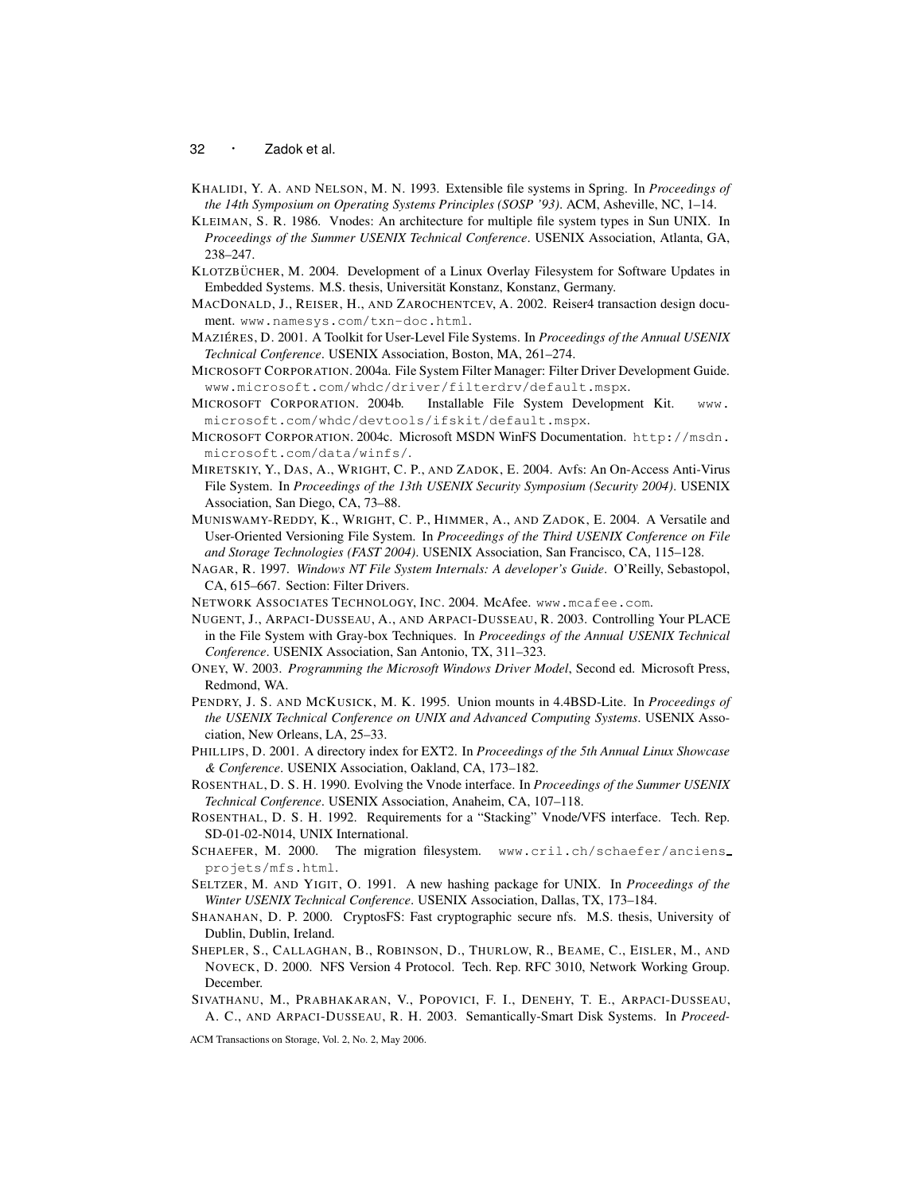Khalidi, Y. A. and Nelson, M. N. 1993. Extensible file systems in Spring. In *Proceedings of the 14th Symposium on Operating Systems Principles (SOSP '93)*. ACM, Asheville, NC, 1–14.

Kleiman, S. R. 1986. Vnodes: An architecture for multiple file system types in Sun UNIX. In *Proceedings of the Summer USENIX Technical Conference*. USENIX Association, Atlanta, GA, 238–247.

Klotzbücher, M. 2004. Development of a Linux Overlay Filesystem for Software Updates in Embedded Systems. M.S. thesis, Universität Konstanz, Konstanz, Germany.

MacDonald, J., Reiser, H., and Zarochentcev, A. 2002. Reiser4 transaction design document. www.namesys.com/txn-doc.html.

Maziéres, D. 2001. A Toolkit for User-Level File Systems. In *Proceedings of the Annual USENIX Technical Conference*. USENIX Association, Boston, MA, 261–274.

Microsoft Corporation. 2004a. File System Filter Manager: Filter Driver Development Guide. www.microsoft.com/whdc/driver/filterdrv/default.mspx.

Microsoft Corporation. 2004b. Installable File System Development Kit. www.microsoft.com/whdc/devtools/ifskit/default.mspx.

Microsoft Corporation. 2004c. Microsoft MSDN WinFS Documentation. http://msdn.microsoft.com/data/winfs/.

Miretskiy, Y., Das, A., Wright, C. P., and Zadok, E. 2004. Avfs: An On-Access Anti-Virus File System. In *Proceedings of the 13th USENIX Security Symposium (Security 2004)*. USENIX Association, San Diego, CA, 73–88.

Muniswamy-Reddy, K., Wright, C. P., Himmer, A., and Zadok, E. 2004. A Versatile and User-Oriented Versioning File System. In *Proceedings of the Third USENIX Conference on File and Storage Technologies (FAST 2004)*. USENIX Association, San Francisco, CA, 115–128.

Nagar, R. 1997. *Windows NT File System Internals: A developer's Guide*. O'Reilly, Sebastopol, CA, 615–667. Section: Filter Drivers.

Network Associates Technology, Inc. 2004. McAfee. www.mcafee.com.

Nugent, J., Arpaci-Dusseau, A., and Arpaci-Dusseau, R. 2003. Controlling Your PLACE in the File System with Gray-box Techniques. In *Proceedings of the Annual USENIX Technical Conference*. USENIX Association, San Antonio, TX, 311–323.

Oney, W. 2003. *Programming the Microsoft Windows Driver Model*, Second ed. Microsoft Press, Redmond, WA.

Pendry, J. S. and McKusick, M. K. 1995. Union mounts in 4.4BSD-Lite. In *Proceedings of the USENIX Technical Conference on UNIX and Advanced Computing Systems*. USENIX Association, New Orleans, LA, 25–33.

Phillips, D. 2001. A directory index for EXT2. In *Proceedings of the 5th Annual Linux Showcase & Conference*. USENIX Association, Oakland, CA, 173–182.

Rosenthal, D. S. H. 1990. Evolving the Vnode interface. In *Proceedings of the Summer USENIX Technical Conference*. USENIX Association, Anaheim, CA, 107–118.

Rosenthal, D. S. H. 1992. Requirements for a "Stacking" Vnode/VFS interface. Tech. Rep. SD-01-02-N014, UNIX International.

Schaefer, M. 2000. The migration filesystem. www.cril.ch/schaefer/anciens_projets/mfs.html.

Seltzer, M. and Yigit, O. 1991. A new hashing package for UNIX. In *Proceedings of the Winter USENIX Technical Conference*. USENIX Association, Dallas, TX, 173–184.

Shanahan, D. P. 2000. CryptosFS: Fast cryptographic secure nfs. M.S. thesis, University of Dublin, Dublin, Ireland.

Shepler, S., Callaghan, B., Robinson, D., Thurlow, R., Beame, C., Eisler, M., and Noveck, D. 2000. NFS Version 4 Protocol. Tech. Rep. RFC 3010, Network Working Group. December.

Sivathanu, M., Prabhakaran, V., Popovici, F. I., Denehy, T. E., Arpaci-Dusseau, A. C., and Arpaci-Dusseau, R. H. 2003. Semantically-Smart Disk Systems. In *Proceed-*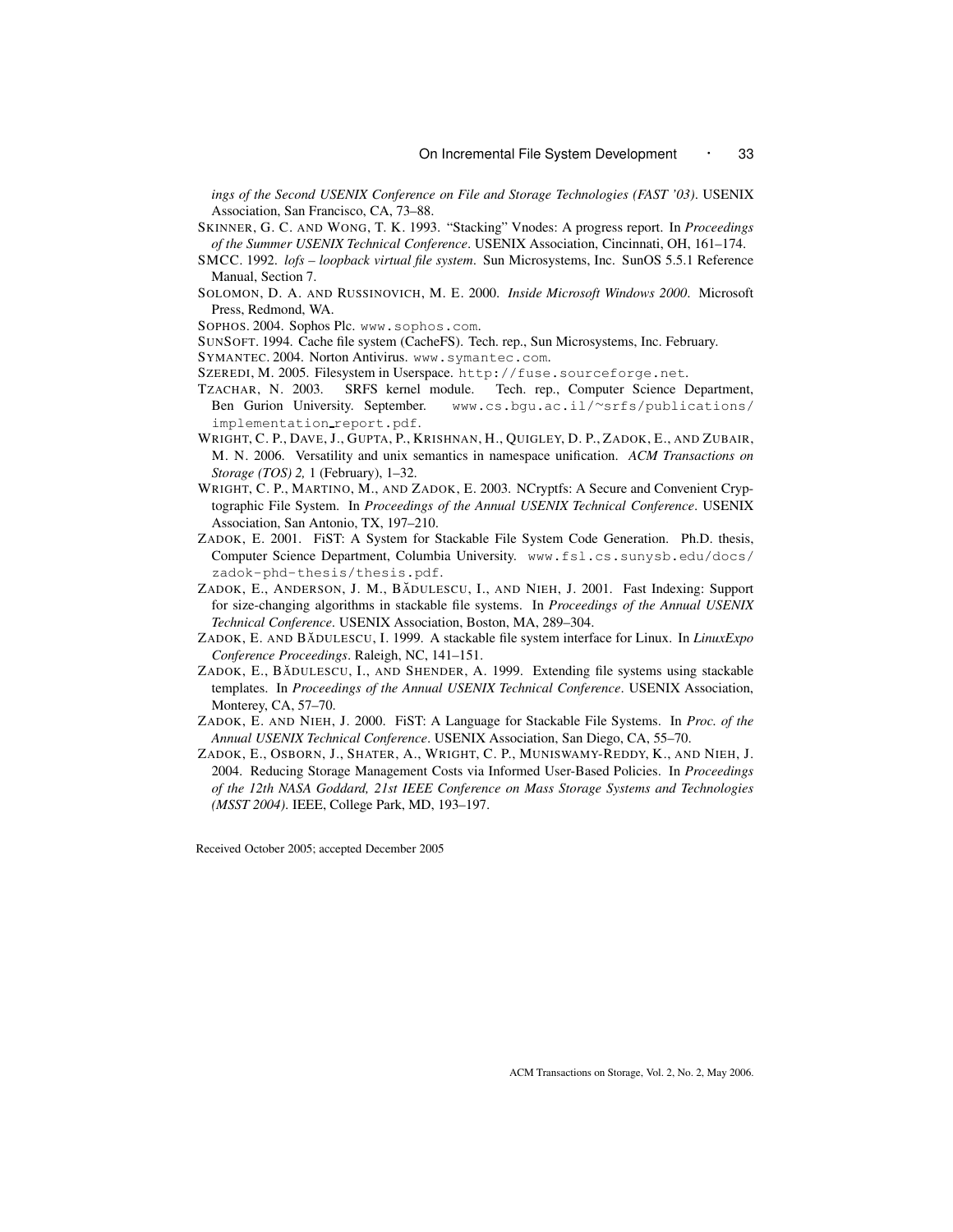*ings of the Second USENIX Conference on File and Storage Technologies (FAST '03)*. USENIX Association, San Francisco, CA, 73–88.

SKINNER, G. C. AND WONG, T. K. 1993. "Stacking" Vnodes: A progress report. In *Proceedings of the Summer USENIX Technical Conference*. USENIX Association, Cincinnati, OH, 161–174.

SMCC. 1992. *lofs – loopback virtual file system*. Sun Microsystems, Inc. SunOS 5.5.1 Reference Manual, Section 7.

SOLOMON, D. A. AND RUSSINOVICH, M. E. 2000. *Inside Microsoft Windows 2000*. Microsoft Press, Redmond, WA.

SOPHOS. 2004. Sophos Plc. www.sophos.com.

SUNSOFT. 1994. Cache file system (CacheFS). Tech. rep., Sun Microsystems, Inc. February.

SYMANTEC. 2004. Norton Antivirus. www.symantec.com.

SZEREDI, M. 2005. Filesystem in Userspace. http://fuse.sourceforge.net.

TZACHAR, N. 2003. SRFS kernel module. Tech. rep., Computer Science Department, Ben Gurion University. September. www.cs.bgu.ac.il/~srfs/publications/implementation_report.pdf.

WRIGHT, C. P., DAVE, J., GUPTA, P., KRISHNAN, H., QUIGLEY, D. P., ZADOK, E., AND ZUBAIR, M. N. 2006. Versatility and unix semantics in namespace unification. *ACM Transactions on Storage (TOS) 2,* 1 (February), 1–32.

WRIGHT, C. P., MARTINO, M., AND ZADOK, E. 2003. NCryptfs: A Secure and Convenient Cryptographic File System. In *Proceedings of the Annual USENIX Technical Conference*. USENIX Association, San Antonio, TX, 197–210.

ZADOK, E. 2001. FiST: A System for Stackable File System Code Generation. Ph.D. thesis, Computer Science Department, Columbia University. www.fsl.cs.sunysb.edu/docs/zadok-phd-thesis/thesis.pdf.

ZADOK, E., ANDERSON, J. M., BĂDULESCU, I., AND NIEH, J. 2001. Fast Indexing: Support for size-changing algorithms in stackable file systems. In *Proceedings of the Annual USENIX Technical Conference*. USENIX Association, Boston, MA, 289–304.

ZADOK, E. AND BĂDULESCU, I. 1999. A stackable file system interface for Linux. In *LinuxExpo Conference Proceedings*. Raleigh, NC, 141–151.

ZADOK, E., BĂDULESCU, I., AND SHENDER, A. 1999. Extending file systems using stackable templates. In *Proceedings of the Annual USENIX Technical Conference*. USENIX Association, Monterey, CA, 57–70.

ZADOK, E. AND NIEH, J. 2000. FiST: A Language for Stackable File Systems. In *Proc. of the Annual USENIX Technical Conference*. USENIX Association, San Diego, CA, 55–70.

ZADOK, E., OSBORN, J., SHATER, A., WRIGHT, C. P., MUNISWAMY-REDDY, K., AND NIEH, J. 2004. Reducing Storage Management Costs via Informed User-Based Policies. In *Proceedings of the 12th NASA Goddard, 21st IEEE Conference on Mass Storage Systems and Technologies (MSST 2004)*. IEEE, College Park, MD, 193–197.

Received October 2005; accepted December 2005